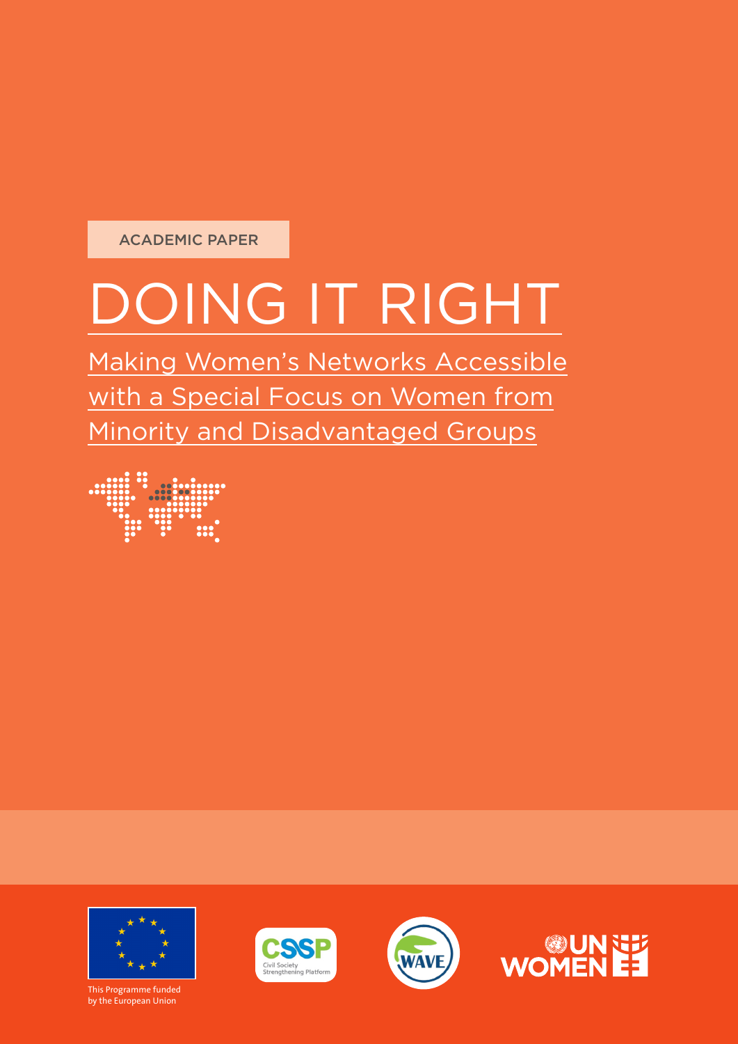ACADEMIC PAPER

# DOING IT RIGHT

## Making Women's Networks Accessible with a Special Focus on Women from Minority and Disadvantaged Groups

This Programme funded by the European Union

Civil Society Strengthening Platform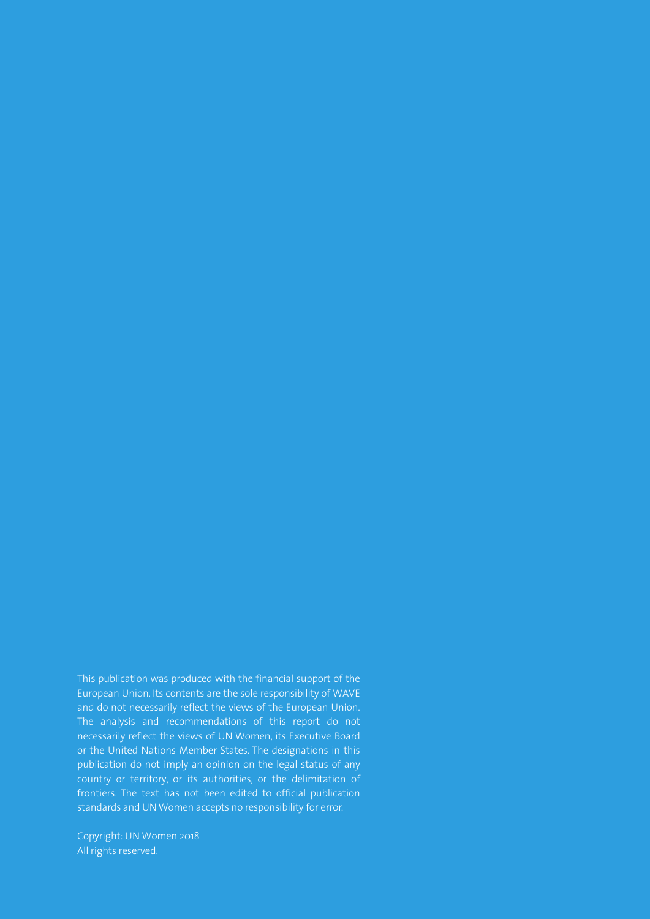This publication was produced with the financial support of the European Union. Its contents are the sole responsibility of WAVE and do not necessarily reflect the views of the European Union. The analysis and recommendations of this report do not necessarily reflect the views of UN Women, its Executive Board or the United Nations Member States. The designations in this publication do not imply an opinion on the legal status of any country or territory, or its authorities, or the delimitation of frontiers. The text has not been edited to official publication standards and UN Women accepts no responsibility for error.

Copyright: UN Women 2018
All rights reserved.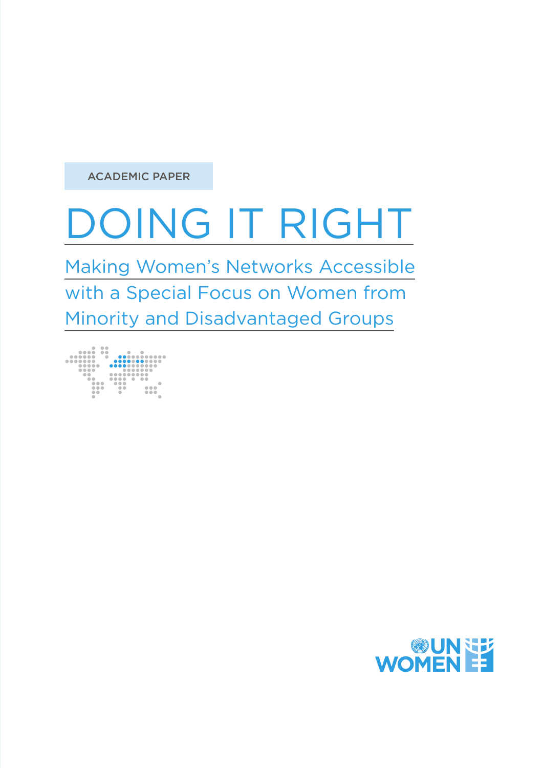ACADEMIC PAPER

# DOING IT RIGHT

## Making Women's Networks Accessible with a Special Focus on Women from Minority and Disadvantaged Groups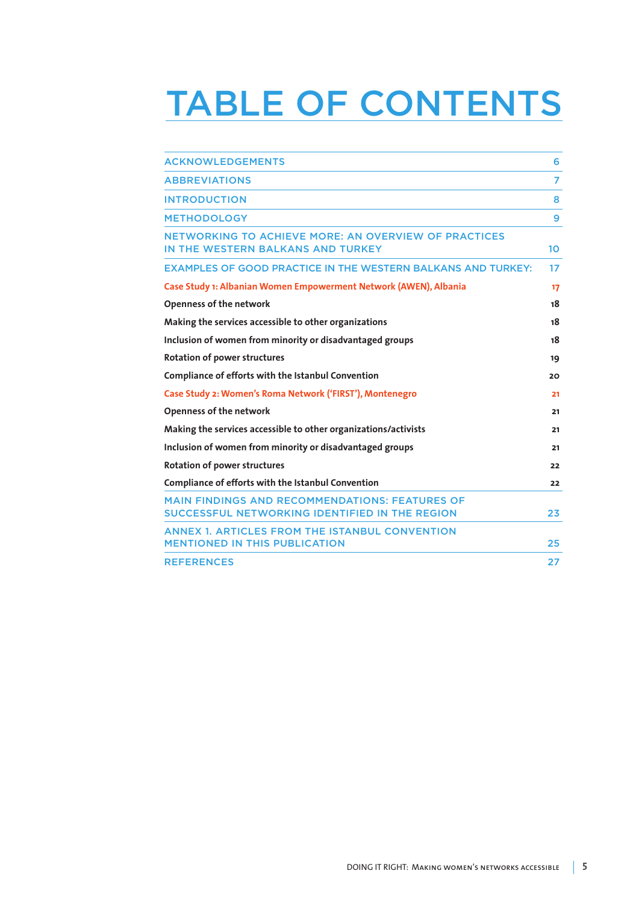# TABLE OF CONTENTS

| | |
|---|---|
| ACKNOWLEDGEMENTS | 6 |
| ABBREVIATIONS | 7 |
| INTRODUCTION | 8 |
| METHODOLOGY | 9 |
| NETWORKING TO ACHIEVE MORE: AN OVERVIEW OF PRACTICES IN THE WESTERN BALKANS AND TURKEY | 10 |
| EXAMPLES OF GOOD PRACTICE IN THE WESTERN BALKANS AND TURKEY: | 17 |
| Case Study 1: Albanian Women Empowerment Network (AWEN), Albania | 17 |
| Openness of the network | 18 |
| Making the services accessible to other organizations | 18 |
| Inclusion of women from minority or disadvantaged groups | 18 |
| Rotation of power structures | 19 |
| Compliance of efforts with the Istanbul Convention | 20 |
| Case Study 2: Women's Roma Network ('FIRST'), Montenegro | 21 |
| Openness of the network | 21 |
| Making the services accessible to other organizations/activists | 21 |
| Inclusion of women from minority or disadvantaged groups | 21 |
| Rotation of power structures | 22 |
| Compliance of efforts with the Istanbul Convention | 22 |
| MAIN FINDINGS AND RECOMMENDATIONS: FEATURES OF SUCCESSFUL NETWORKING IDENTIFIED IN THE REGION | 23 |
| ANNEX 1. ARTICLES FROM THE ISTANBUL CONVENTION MENTIONED IN THIS PUBLICATION | 25 |
| REFERENCES | 27 |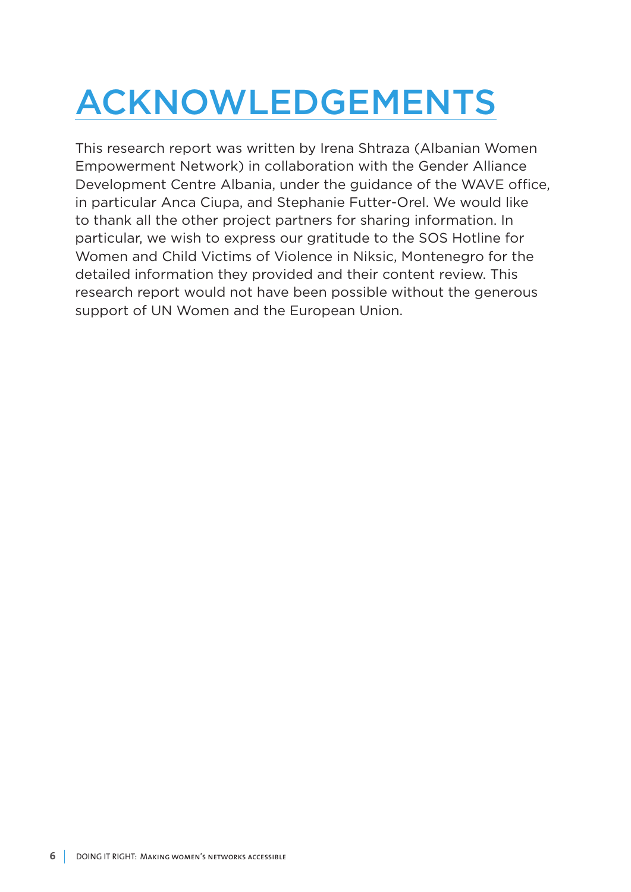# ACKNOWLEDGEMENTS

This research report was written by Irena Shtraza (Albanian Women Empowerment Network) in collaboration with the Gender Alliance Development Centre Albania, under the guidance of the WAVE office, in particular Anca Ciupa, and Stephanie Futter-Orel. We would like to thank all the other project partners for sharing information. In particular, we wish to express our gratitude to the SOS Hotline for Women and Child Victims of Violence in Niksic, Montenegro for the detailed information they provided and their content review. This research report would not have been possible without the generous support of UN Women and the European Union.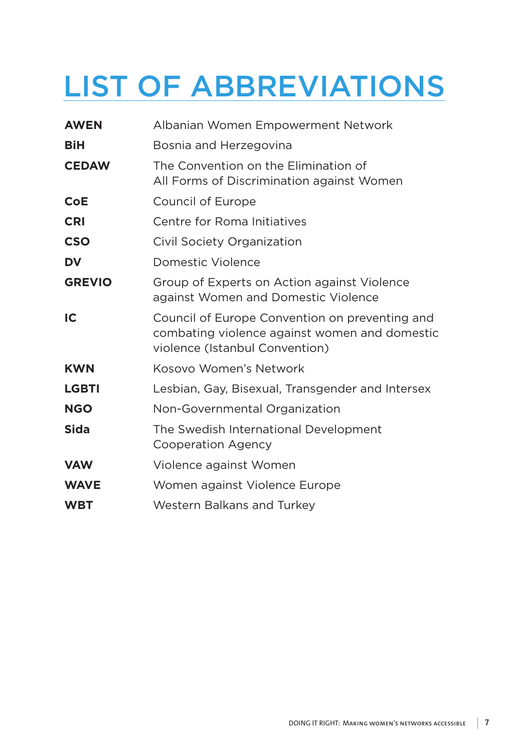# LIST OF ABBREVIATIONS

| | |
|---|---|
| **AWEN** | Albanian Women Empowerment Network |
| **BiH** | Bosnia and Herzegovina |
| **CEDAW** | The Convention on the Elimination of All Forms of Discrimination against Women |
| **CoE** | Council of Europe |
| **CRI** | Centre for Roma Initiatives |
| **CSO** | Civil Society Organization |
| **DV** | Domestic Violence |
| **GREVIO** | Group of Experts on Action against Violence against Women and Domestic Violence |
| **IC** | Council of Europe Convention on preventing and combating violence against women and domestic violence (Istanbul Convention) |
| **KWN** | Kosovo Women's Network |
| **LGBTI** | Lesbian, Gay, Bisexual, Transgender and Intersex |
| **NGO** | Non-Governmental Organization |
| **Sida** | The Swedish International Development Cooperation Agency |
| **VAW** | Violence against Women |
| **WAVE** | Women against Violence Europe |
| **WBT** | Western Balkans and Turkey |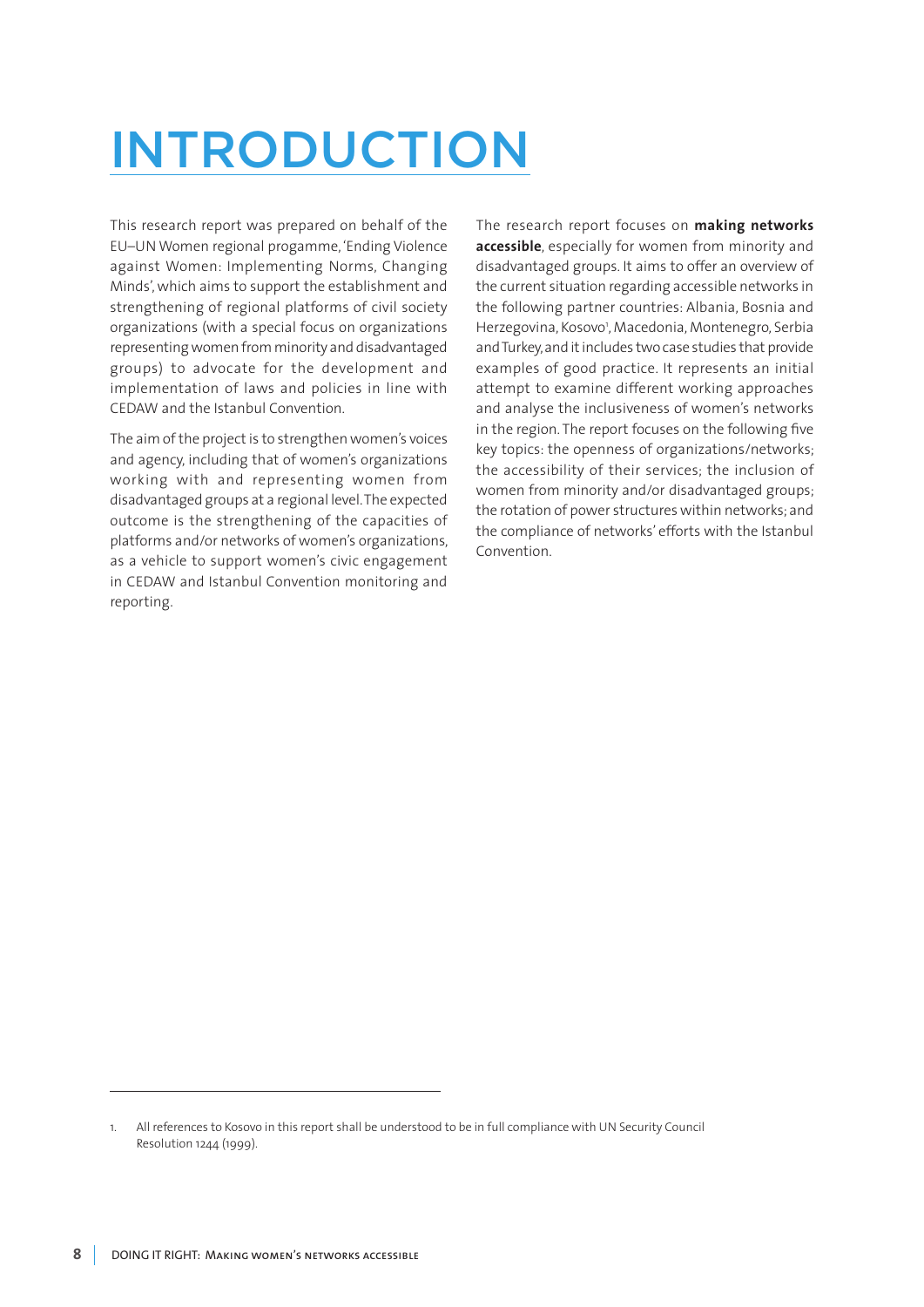# INTRODUCTION

This research report was prepared on behalf of the EU–UN Women regional progamme, 'Ending Violence against Women: Implementing Norms, Changing Minds', which aims to support the establishment and strengthening of regional platforms of civil society organizations (with a special focus on organizations representing women from minority and disadvantaged groups) to advocate for the development and implementation of laws and policies in line with CEDAW and the Istanbul Convention.

The aim of the project is to strengthen women's voices and agency, including that of women's organizations working with and representing women from disadvantaged groups at a regional level. The expected outcome is the strengthening of the capacities of platforms and/or networks of women's organizations, as a vehicle to support women's civic engagement in CEDAW and Istanbul Convention monitoring and reporting.

The research report focuses on **making networks accessible**, especially for women from minority and disadvantaged groups. It aims to offer an overview of the current situation regarding accessible networks in the following partner countries: Albania, Bosnia and Herzegovina, Kosovo[1], Macedonia, Montenegro, Serbia and Turkey, and it includes two case studies that provide examples of good practice. It represents an initial attempt to examine different working approaches and analyse the inclusiveness of women's networks in the region. The report focuses on the following five key topics: the openness of organizations/networks; the accessibility of their services; the inclusion of women from minority and/or disadvantaged groups; the rotation of power structures within networks; and the compliance of networks' efforts with the Istanbul Convention.

---

1. All references to Kosovo in this report shall be understood to be in full compliance with UN Security Council Resolution 1244 (1999).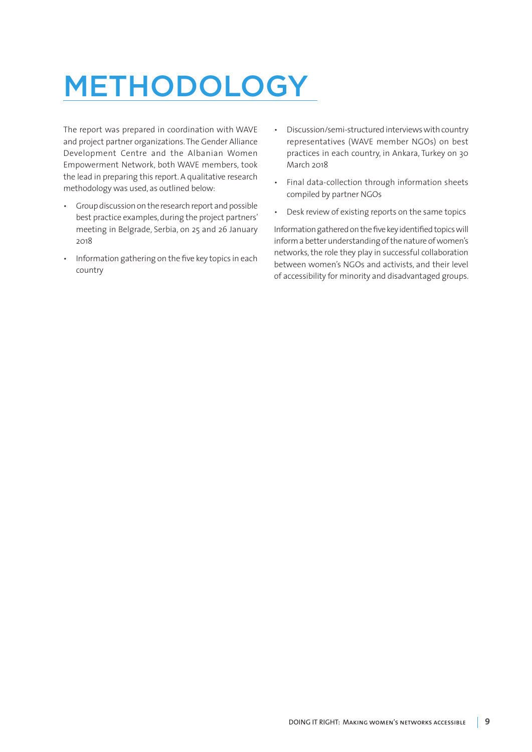# METHODOLOGY

The report was prepared in coordination with WAVE and project partner organizations. The Gender Alliance Development Centre and the Albanian Women Empowerment Network, both WAVE members, took the lead in preparing this report. A qualitative research methodology was used, as outlined below:

- Group discussion on the research report and possible best practice examples, during the project partners' meeting in Belgrade, Serbia, on 25 and 26 January 2018
- Information gathering on the five key topics in each country
- Discussion/semi-structured interviews with country representatives (WAVE member NGOs) on best practices in each country, in Ankara, Turkey on 30 March 2018
- Final data-collection through information sheets compiled by partner NGOs
- Desk review of existing reports on the same topics

Information gathered on the five key identified topics will inform a better understanding of the nature of women's networks, the role they play in successful collaboration between women's NGOs and activists, and their level of accessibility for minority and disadvantaged groups.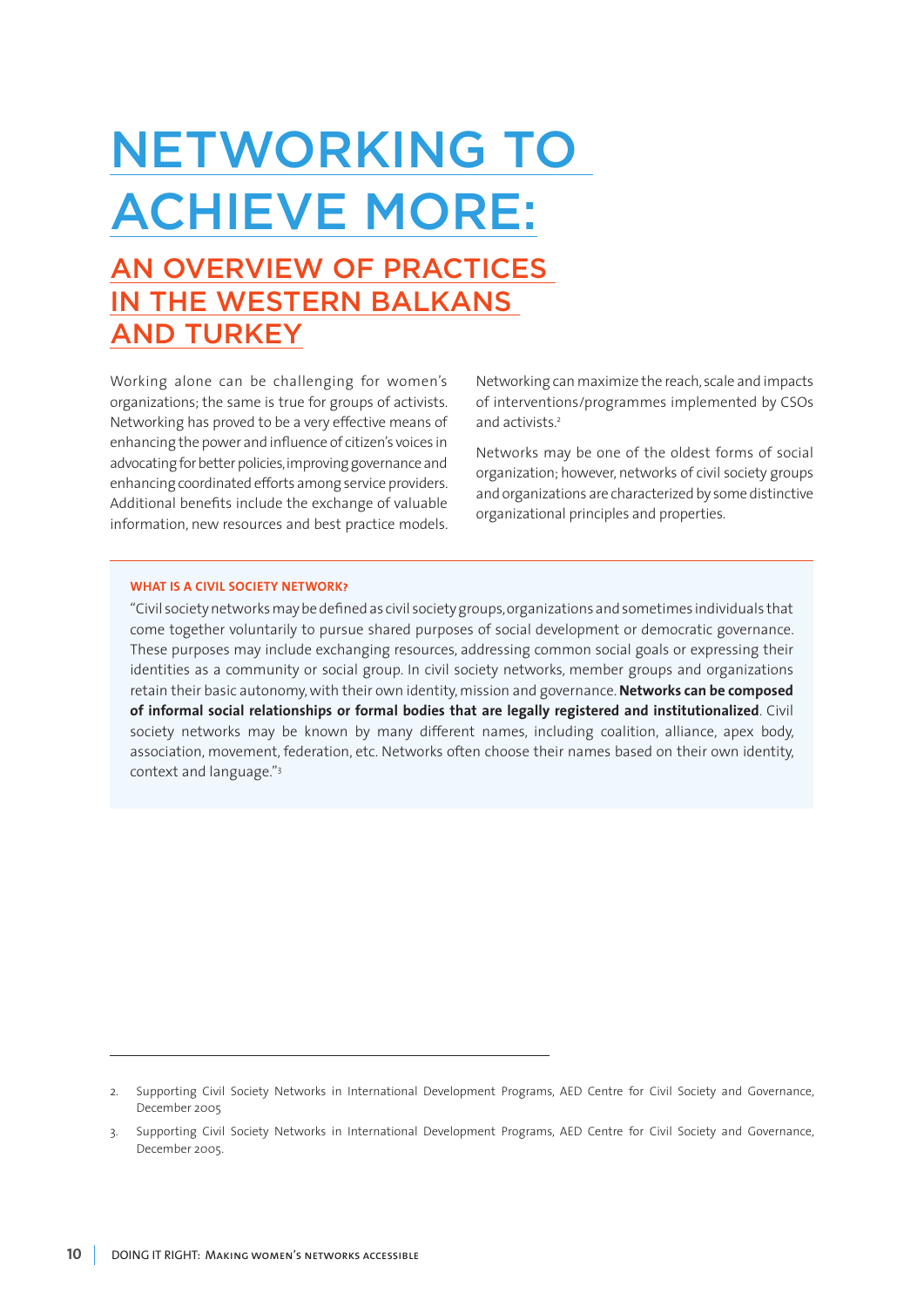# NETWORKING TO ACHIEVE MORE:

## AN OVERVIEW OF PRACTICES IN THE WESTERN BALKANS AND TURKEY

Working alone can be challenging for women's organizations; the same is true for groups of activists. Networking has proved to be a very effective means of enhancing the power and influence of citizen's voices in advocating for better policies, improving governance and enhancing coordinated efforts among service providers. Additional benefits include the exchange of valuable information, new resources and best practice models. Networking can maximize the reach, scale and impacts of interventions/programmes implemented by CSOs and activists.[2]

Networks may be one of the oldest forms of social organization; however, networks of civil society groups and organizations are characterized by some distinctive organizational principles and properties.

**WHAT IS A CIVIL SOCIETY NETWORK?**

"Civil society networks may be defined as civil society groups, organizations and sometimes individuals that come together voluntarily to pursue shared purposes of social development or democratic governance. These purposes may include exchanging resources, addressing common social goals or expressing their identities as a community or social group. In civil society networks, member groups and organizations retain their basic autonomy, with their own identity, mission and governance. **Networks can be composed of informal social relationships or formal bodies that are legally registered and institutionalized**. Civil society networks may be known by many different names, including coalition, alliance, apex body, association, movement, federation, etc. Networks often choose their names based on their own identity, context and language."[3]

---

2. Supporting Civil Society Networks in International Development Programs, AED Centre for Civil Society and Governance, December 2005

3. Supporting Civil Society Networks in International Development Programs, AED Centre for Civil Society and Governance, December 2005.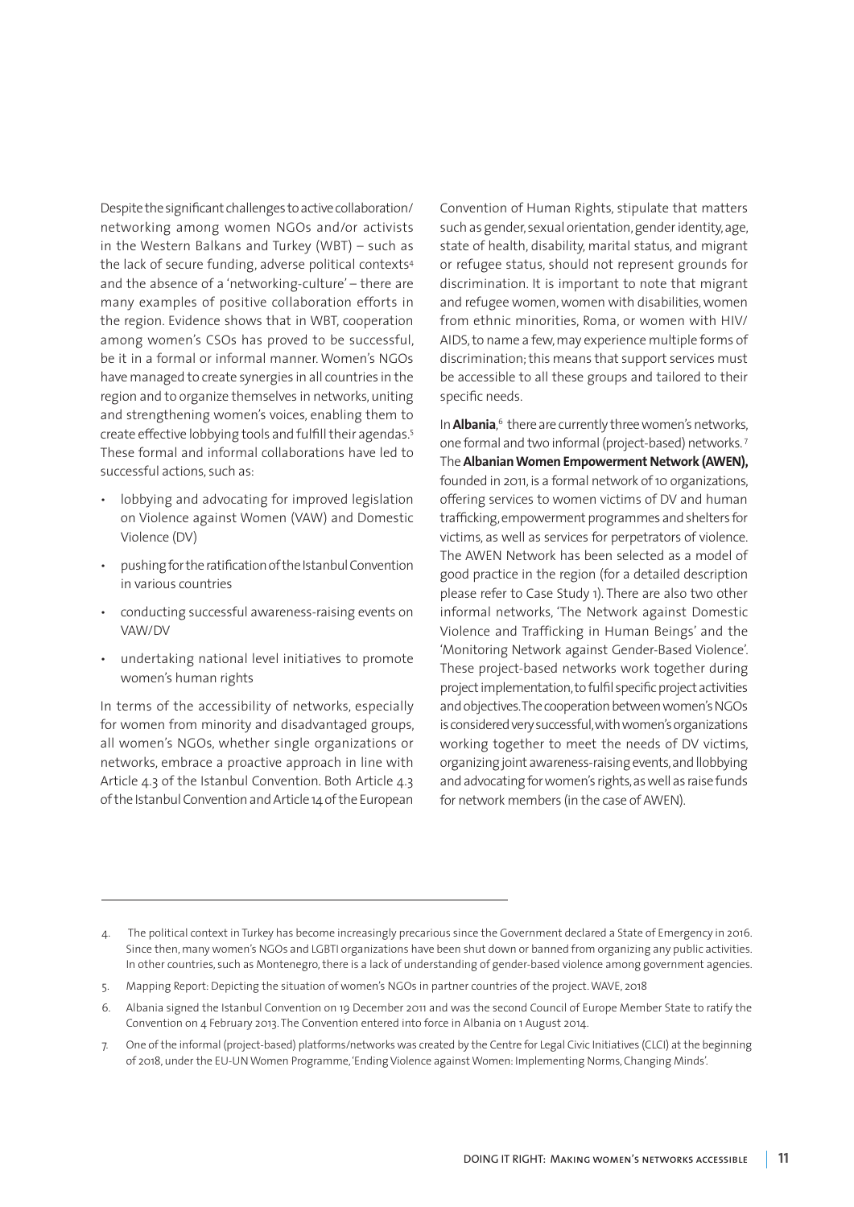Despite the significant challenges to active collaboration/networking among women NGOs and/or activists in the Western Balkans and Turkey (WBT) – such as the lack of secure funding, adverse political contexts[4] and the absence of a 'networking-culture' – there are many examples of positive collaboration efforts in the region. Evidence shows that in WBT, cooperation among women's CSOs has proved to be successful, be it in a formal or informal manner. Women's NGOs have managed to create synergies in all countries in the region and to organize themselves in networks, uniting and strengthening women's voices, enabling them to create effective lobbying tools and fulfill their agendas.[5] These formal and informal collaborations have led to successful actions, such as:

- lobbying and advocating for improved legislation on Violence against Women (VAW) and Domestic Violence (DV)
- pushing for the ratification of the Istanbul Convention in various countries
- conducting successful awareness-raising events on VAW/DV
- undertaking national level initiatives to promote women's human rights

In terms of the accessibility of networks, especially for women from minority and disadvantaged groups, all women's NGOs, whether single organizations or networks, embrace a proactive approach in line with Article 4.3 of the Istanbul Convention. Both Article 4.3 of the Istanbul Convention and Article 14 of the European Convention of Human Rights, stipulate that matters such as gender, sexual orientation, gender identity, age, state of health, disability, marital status, and migrant or refugee status, should not represent grounds for discrimination. It is important to note that migrant and refugee women, women with disabilities, women from ethnic minorities, Roma, or women with HIV/AIDS, to name a few, may experience multiple forms of discrimination; this means that support services must be accessible to all these groups and tailored to their specific needs.

In **Albania**,[6] there are currently three women's networks, one formal and two informal (project-based) networks.[7] The **Albanian Women Empowerment Network (AWEN),** founded in 2011, is a formal network of 10 organizations, offering services to women victims of DV and human trafficking, empowerment programmes and shelters for victims, as well as services for perpetrators of violence. The AWEN Network has been selected as a model of good practice in the region (for a detailed description please refer to Case Study 1). There are also two other informal networks, 'The Network against Domestic Violence and Trafficking in Human Beings' and the 'Monitoring Network against Gender-Based Violence'. These project-based networks work together during project implementation, to fulfil specific project activities and objectives. The cooperation between women's NGOs is considered very successful, with women's organizations working together to meet the needs of DV victims, organizing joint awareness-raising events, and llobbying and advocating for women's rights, as well as raise funds for network members (in the case of AWEN).

---

4. The political context in Turkey has become increasingly precarious since the Government declared a State of Emergency in 2016. Since then, many women's NGOs and LGBTI organizations have been shut down or banned from organizing any public activities. In other countries, such as Montenegro, there is a lack of understanding of gender-based violence among government agencies.
5. Mapping Report: Depicting the situation of women's NGOs in partner countries of the project. WAVE, 2018
6. Albania signed the Istanbul Convention on 19 December 2011 and was the second Council of Europe Member State to ratify the Convention on 4 February 2013. The Convention entered into force in Albania on 1 August 2014.
7. One of the informal (project-based) platforms/networks was created by the Centre for Legal Civic Initiatives (CLCI) at the beginning of 2018, under the EU-UN Women Programme, 'Ending Violence against Women: Implementing Norms, Changing Minds'.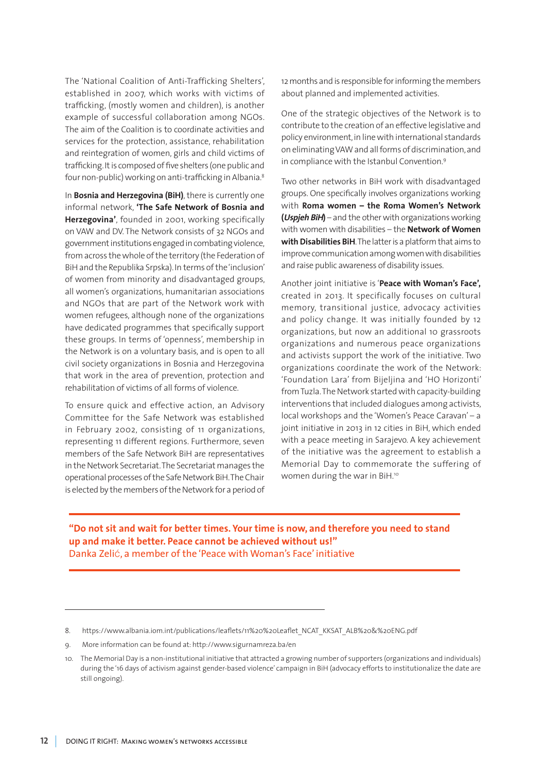The 'National Coalition of Anti-Trafficking Shelters', established in 2007, which works with victims of trafficking, (mostly women and children), is another example of successful collaboration among NGOs. The aim of the Coalition is to coordinate activities and services for the protection, assistance, rehabilitation and reintegration of women, girls and child victims of trafficking. It is composed of five shelters (one public and four non-public) working on anti-trafficking in Albania.[8]

In **Bosnia and Herzegovina (BiH)**, there is currently one informal network, **'The Safe Network of Bosnia and Herzegovina'**, founded in 2001, working specifically on VAW and DV. The Network consists of 32 NGOs and government institutions engaged in combating violence, from across the whole of the territory (the Federation of BiH and the Republika Srpska). In terms of the 'inclusion' of women from minority and disadvantaged groups, all women's organizations, humanitarian associations and NGOs that are part of the Network work with women refugees, although none of the organizations have dedicated programmes that specifically support these groups. In terms of 'openness', membership in the Network is on a voluntary basis, and is open to all civil society organizations in Bosnia and Herzegovina that work in the area of prevention, protection and rehabilitation of victims of all forms of violence.

To ensure quick and effective action, an Advisory Committee for the Safe Network was established in February 2002, consisting of 11 organizations, representing 11 different regions. Furthermore, seven members of the Safe Network BiH are representatives in the Network Secretariat. The Secretariat manages the operational processes of the Safe Network BiH. The Chair is elected by the members of the Network for a period of 12 months and is responsible for informing the members about planned and implemented activities.

One of the strategic objectives of the Network is to contribute to the creation of an effective legislative and policy environment, in line with international standards on eliminating VAW and all forms of discrimination, and in compliance with the Istanbul Convention.[9]

Two other networks in BiH work with disadvantaged groups. One specifically involves organizations working with **Roma women – the Roma Women's Network (*Uspjeh BiH*)** – and the other with organizations working with women with disabilities – the **Network of Women with Disabilities BiH**. The latter is a platform that aims to improve communication among women with disabilities and raise public awareness of disability issues.

Another joint initiative is '**Peace with Woman's Face',** created in 2013. It specifically focuses on cultural memory, transitional justice, advocacy activities and policy change. It was initially founded by 12 organizations, but now an additional 10 grassroots organizations and numerous peace organizations and activists support the work of the initiative. Two organizations coordinate the work of the Network: 'Foundation Lara' from Bijeljina and 'HO Horizonti' from Tuzla. The Network started with capacity-building interventions that included dialogues among activists, local workshops and the 'Women's Peace Caravan' – a joint initiative in 2013 in 12 cities in BiH, which ended with a peace meeting in Sarajevo. A key achievement of the initiative was the agreement to establish a Memorial Day to commemorate the suffering of women during the war in BiH.[10]

> **"Do not sit and wait for better times. Your time is now, and therefore you need to stand up and make it better. Peace cannot be achieved without us!"**
> Danka Zelić, a member of the 'Peace with Woman's Face' initiative

---

8. https://www.albania.iom.int/publications/leaflets/11%20%20Leaflet_NCAT_KKSAT_ALB%20&%20ENG.pdf

9. More information can be found at: http://www.sigurnamreza.ba/en

10. The Memorial Day is a non-institutional initiative that attracted a growing number of supporters (organizations and individuals) during the '16 days of activism against gender-based violence' campaign in BiH (advocacy efforts to institutionalize the date are still ongoing).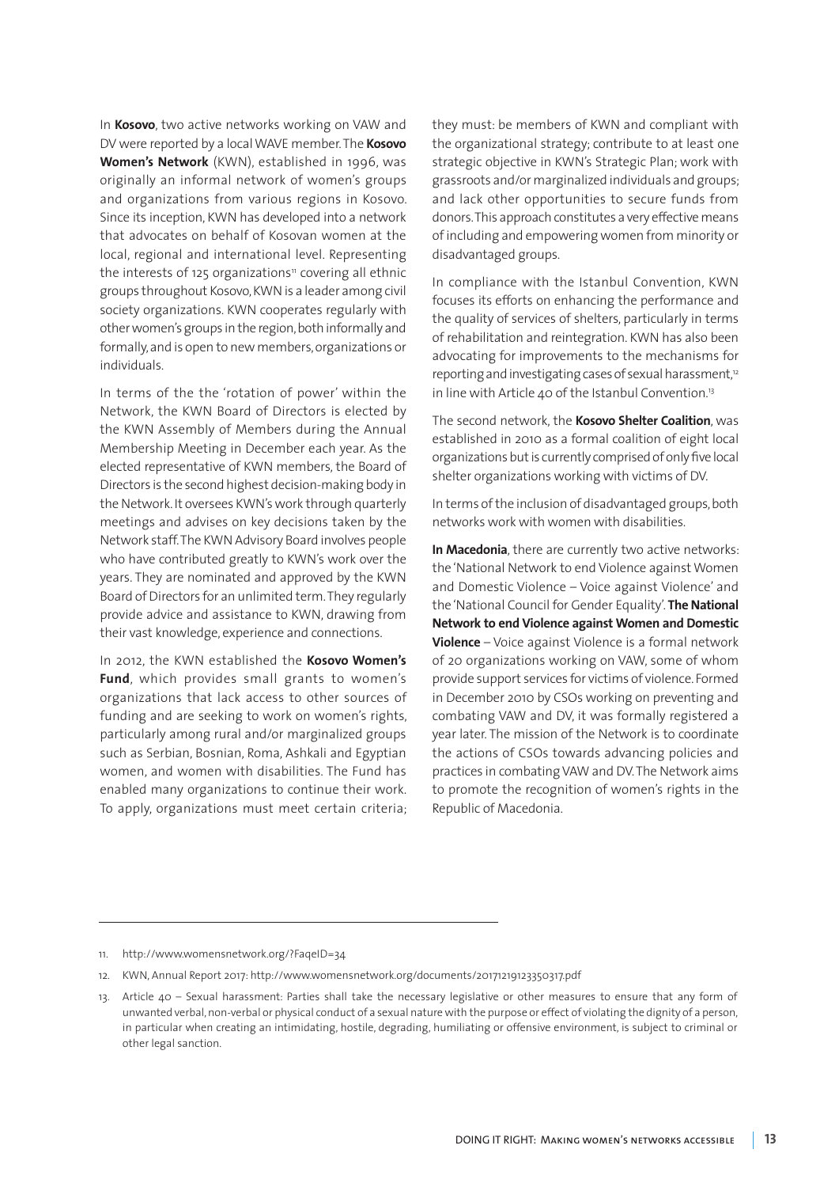In **Kosovo**, two active networks working on VAW and DV were reported by a local WAVE member. The **Kosovo Women's Network** (KWN), established in 1996, was originally an informal network of women's groups and organizations from various regions in Kosovo. Since its inception, KWN has developed into a network that advocates on behalf of Kosovan women at the local, regional and international level. Representing the interests of 125 organizations[11] covering all ethnic groups throughout Kosovo, KWN is a leader among civil society organizations. KWN cooperates regularly with other women's groups in the region, both informally and formally, and is open to new members, organizations or individuals.

In terms of the the 'rotation of power' within the Network, the KWN Board of Directors is elected by the KWN Assembly of Members during the Annual Membership Meeting in December each year. As the elected representative of KWN members, the Board of Directors is the second highest decision-making body in the Network. It oversees KWN's work through quarterly meetings and advises on key decisions taken by the Network staff. The KWN Advisory Board involves people who have contributed greatly to KWN's work over the years. They are nominated and approved by the KWN Board of Directors for an unlimited term. They regularly provide advice and assistance to KWN, drawing from their vast knowledge, experience and connections.

In 2012, the KWN established the **Kosovo Women's Fund**, which provides small grants to women's organizations that lack access to other sources of funding and are seeking to work on women's rights, particularly among rural and/or marginalized groups such as Serbian, Bosnian, Roma, Ashkali and Egyptian women, and women with disabilities. The Fund has enabled many organizations to continue their work. To apply, organizations must meet certain criteria; they must: be members of KWN and compliant with the organizational strategy; contribute to at least one strategic objective in KWN's Strategic Plan; work with grassroots and/or marginalized individuals and groups; and lack other opportunities to secure funds from donors. This approach constitutes a very effective means of including and empowering women from minority or disadvantaged groups.

In compliance with the Istanbul Convention, KWN focuses its efforts on enhancing the performance and the quality of services of shelters, particularly in terms of rehabilitation and reintegration. KWN has also been advocating for improvements to the mechanisms for reporting and investigating cases of sexual harassment,[12] in line with Article 40 of the Istanbul Convention.[13]

The second network, the **Kosovo Shelter Coalition**, was established in 2010 as a formal coalition of eight local organizations but is currently comprised of only five local shelter organizations working with victims of DV.

In terms of the inclusion of disadvantaged groups, both networks work with women with disabilities.

**In Macedonia**, there are currently two active networks: the 'National Network to end Violence against Women and Domestic Violence – Voice against Violence' and the 'National Council for Gender Equality'. **The National Network to end Violence against Women and Domestic Violence** – Voice against Violence is a formal network of 20 organizations working on VAW, some of whom provide support services for victims of violence. Formed in December 2010 by CSOs working on preventing and combating VAW and DV, it was formally registered a year later. The mission of the Network is to coordinate the actions of CSOs towards advancing policies and practices in combating VAW and DV. The Network aims to promote the recognition of women's rights in the Republic of Macedonia.

---

11. http://www.womensnetwork.org/?FaqeID=34
12. KWN, Annual Report 2017: http://www.womensnetwork.org/documents/20171219123350317.pdf
13. Article 40 – Sexual harassment: Parties shall take the necessary legislative or other measures to ensure that any form of unwanted verbal, non-verbal or physical conduct of a sexual nature with the purpose or effect of violating the dignity of a person, in particular when creating an intimidating, hostile, degrading, humiliating or offensive environment, is subject to criminal or other legal sanction.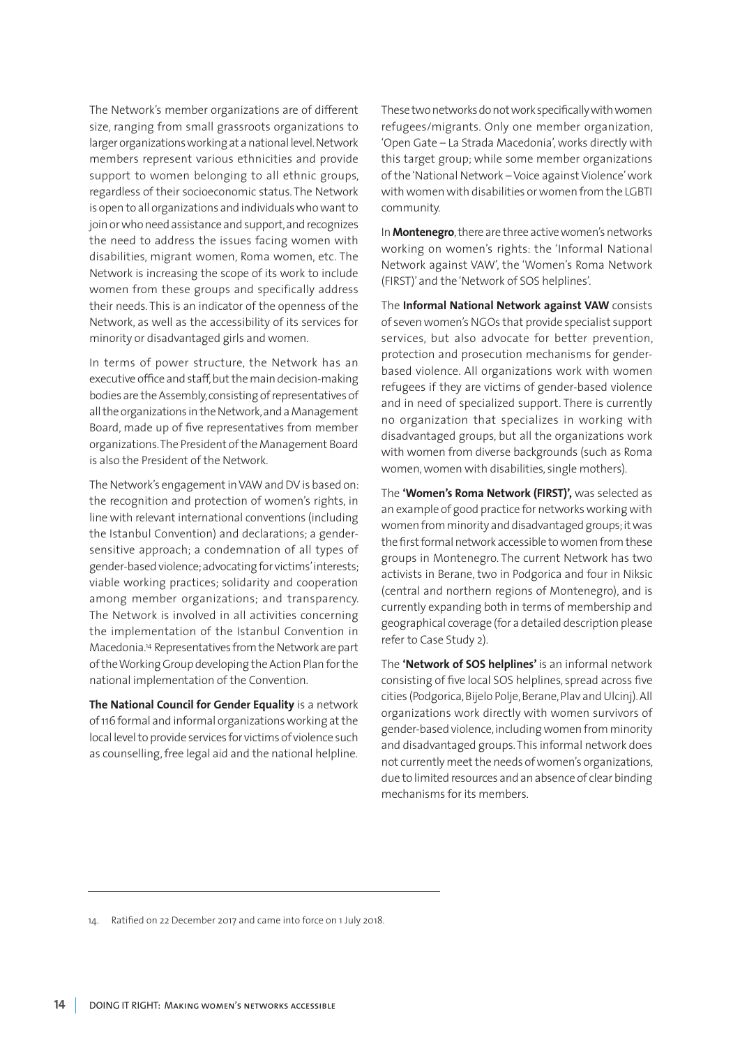The Network's member organizations are of different size, ranging from small grassroots organizations to larger organizations working at a national level. Network members represent various ethnicities and provide support to women belonging to all ethnic groups, regardless of their socioeconomic status. The Network is open to all organizations and individuals who want to join or who need assistance and support, and recognizes the need to address the issues facing women with disabilities, migrant women, Roma women, etc. The Network is increasing the scope of its work to include women from these groups and specifically address their needs. This is an indicator of the openness of the Network, as well as the accessibility of its services for minority or disadvantaged girls and women.

In terms of power structure, the Network has an executive office and staff, but the main decision-making bodies are the Assembly, consisting of representatives of all the organizations in the Network, and a Management Board, made up of five representatives from member organizations. The President of the Management Board is also the President of the Network.

The Network's engagement in VAW and DV is based on: the recognition and protection of women's rights, in line with relevant international conventions (including the Istanbul Convention) and declarations; a gender-sensitive approach; a condemnation of all types of gender-based violence; advocating for victims' interests; viable working practices; solidarity and cooperation among member organizations; and transparency. The Network is involved in all activities concerning the implementation of the Istanbul Convention in Macedonia.[14] Representatives from the Network are part of the Working Group developing the Action Plan for the national implementation of the Convention.

**The National Council for Gender Equality** is a network of 116 formal and informal organizations working at the local level to provide services for victims of violence such as counselling, free legal aid and the national helpline. These two networks do not work specifically with women refugees/migrants. Only one member organization, 'Open Gate – La Strada Macedonia', works directly with this target group; while some member organizations of the 'National Network – Voice against Violence' work with women with disabilities or women from the LGBTI community.

In **Montenegro**, there are three active women's networks working on women's rights: the 'Informal National Network against VAW', the 'Women's Roma Network (FIRST)' and the 'Network of SOS helplines'.

The **Informal National Network against VAW** consists of seven women's NGOs that provide specialist support services, but also advocate for better prevention, protection and prosecution mechanisms for gender-based violence. All organizations work with women refugees if they are victims of gender-based violence and in need of specialized support. There is currently no organization that specializes in working with disadvantaged groups, but all the organizations work with women from diverse backgrounds (such as Roma women, women with disabilities, single mothers).

The **'Women's Roma Network (FIRST)',** was selected as an example of good practice for networks working with women from minority and disadvantaged groups; it was the first formal network accessible to women from these groups in Montenegro. The current Network has two activists in Berane, two in Podgorica and four in Niksic (central and northern regions of Montenegro), and is currently expanding both in terms of membership and geographical coverage (for a detailed description please refer to Case Study 2).

The **'Network of SOS helplines'** is an informal network consisting of five local SOS helplines, spread across five cities (Podgorica, Bijelo Polje, Berane, Plav and Ulcinj). All organizations work directly with women survivors of gender-based violence, including women from minority and disadvantaged groups. This informal network does not currently meet the needs of women's organizations, due to limited resources and an absence of clear binding mechanisms for its members.

---

14. Ratified on 22 December 2017 and came into force on 1 July 2018.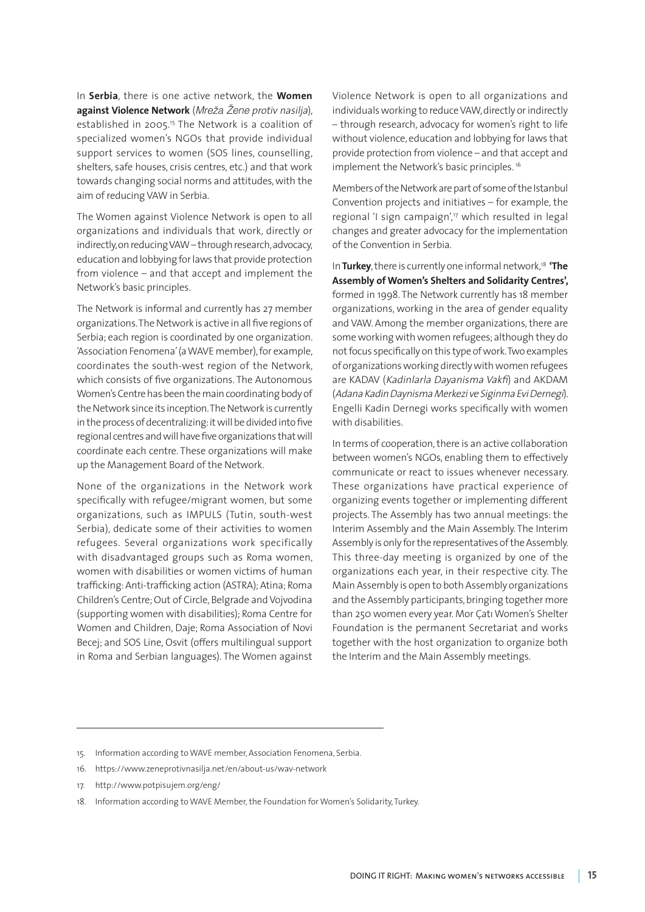In **Serbia**, there is one active network, the **Women against Violence Network** (*Mreža Žene protiv nasilja*), established in 2005.[15] The Network is a coalition of specialized women's NGOs that provide individual support services to women (SOS lines, counselling, shelters, safe houses, crisis centres, etc.) and that work towards changing social norms and attitudes, with the aim of reducing VAW in Serbia.

The Women against Violence Network is open to all organizations and individuals that work, directly or indirectly, on reducing VAW – through research, advocacy, education and lobbying for laws that provide protection from violence – and that accept and implement the Network's basic principles.

The Network is informal and currently has 27 member organizations. The Network is active in all five regions of Serbia; each region is coordinated by one organization. 'Association Fenomena' (a WAVE member), for example, coordinates the south-west region of the Network, which consists of five organizations. The Autonomous Women's Centre has been the main coordinating body of the Network since its inception. The Network is currently in the process of decentralizing: it will be divided into five regional centres and will have five organizations that will coordinate each centre. These organizations will make up the Management Board of the Network.

None of the organizations in the Network work specifically with refugee/migrant women, but some organizations, such as IMPULS (Tutin, south-west Serbia), dedicate some of their activities to women refugees. Several organizations work specifically with disadvantaged groups such as Roma women, women with disabilities or women victims of human trafficking: Anti-trafficking action (ASTRA); Atina; Roma Children's Centre; Out of Circle, Belgrade and Vojvodina (supporting women with disabilities); Roma Centre for Women and Children, Daje; Roma Association of Novi Becej; and SOS Line, Osvit (offers multilingual support in Roma and Serbian languages). The Women against Violence Network is open to all organizations and individuals working to reduce VAW, directly or indirectly – through research, advocacy for women's right to life without violence, education and lobbying for laws that provide protection from violence – and that accept and implement the Network's basic principles.[16]

Members of the Network are part of some of the Istanbul Convention projects and initiatives – for example, the regional 'I sign campaign',[17] which resulted in legal changes and greater advocacy for the implementation of the Convention in Serbia.

In **Turkey**, there is currently one informal network,[18] **'The Assembly of Women's Shelters and Solidarity Centres',** formed in 1998. The Network currently has 18 member organizations, working in the area of gender equality and VAW. Among the member organizations, there are some working with women refugees; although they do not focus specifically on this type of work. Two examples of organizations working directly with women refugees are KADAV (*Kadinlarla Dayanisma Vakfi*) and AKDAM (*Adana Kadin Daynisma Merkezi ve Siginma Evi Dernegi*). Engelli Kadin Dernegi works specifically with women with disabilities.

In terms of cooperation, there is an active collaboration between women's NGOs, enabling them to effectively communicate or react to issues whenever necessary. These organizations have practical experience of organizing events together or implementing different projects. The Assembly has two annual meetings: the Interim Assembly and the Main Assembly. The Interim Assembly is only for the representatives of the Assembly. This three-day meeting is organized by one of the organizations each year, in their respective city. The Main Assembly is open to both Assembly organizations and the Assembly participants, bringing together more than 250 women every year. Mor Çatı Women's Shelter Foundation is the permanent Secretariat and works together with the host organization to organize both the Interim and the Main Assembly meetings.

---

15. Information according to WAVE member, Association Fenomena, Serbia.
16. https://www.zeneprotivnasilja.net/en/about-us/wav-network
17. http://www.potpisujem.org/eng/
18. Information according to WAVE Member, the Foundation for Women's Solidarity, Turkey.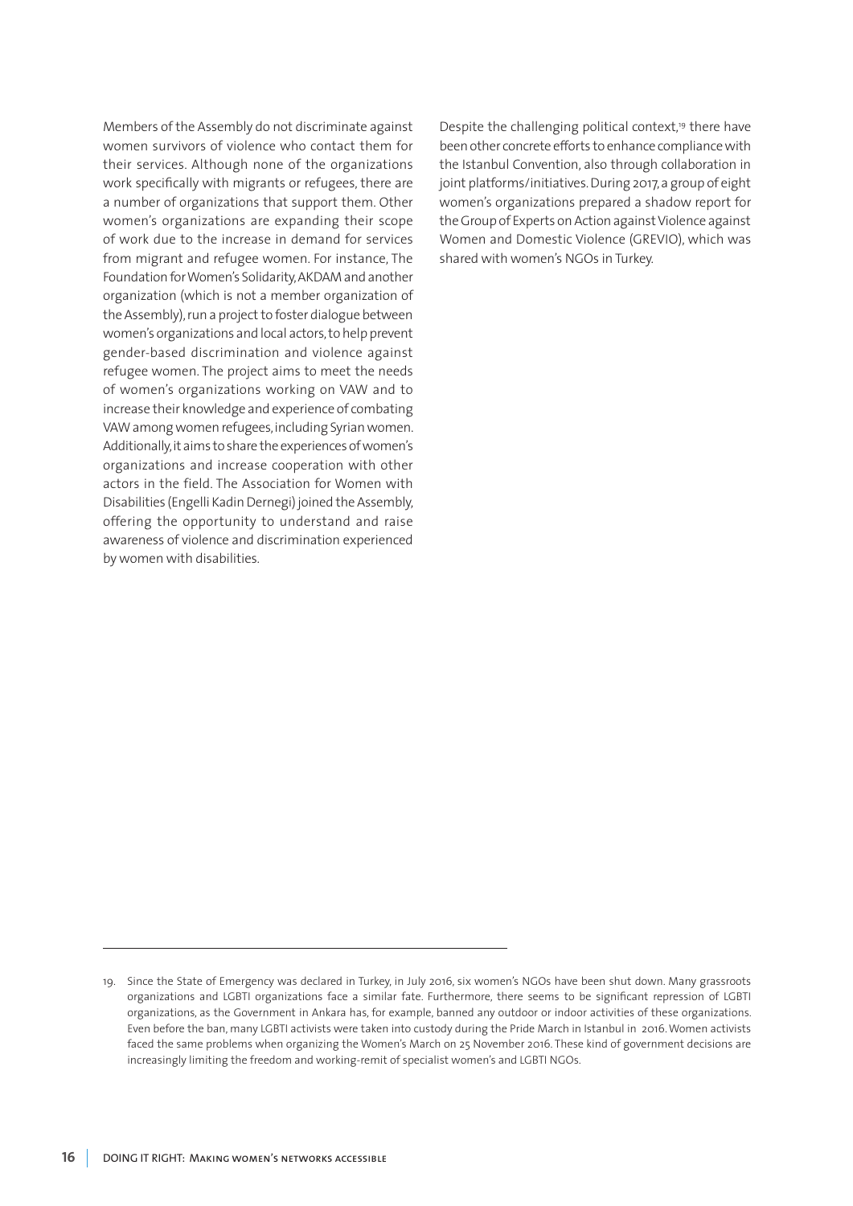Members of the Assembly do not discriminate against women survivors of violence who contact them for their services. Although none of the organizations work specifically with migrants or refugees, there are a number of organizations that support them. Other women's organizations are expanding their scope of work due to the increase in demand for services from migrant and refugee women. For instance, The Foundation for Women's Solidarity, AKDAM and another organization (which is not a member organization of the Assembly), run a project to foster dialogue between women's organizations and local actors, to help prevent gender-based discrimination and violence against refugee women. The project aims to meet the needs of women's organizations working on VAW and to increase their knowledge and experience of combating VAW among women refugees, including Syrian women. Additionally, it aims to share the experiences of women's organizations and increase cooperation with other actors in the field. The Association for Women with Disabilities (Engelli Kadin Dernegi) joined the Assembly, offering the opportunity to understand and raise awareness of violence and discrimination experienced by women with disabilities.

Despite the challenging political context,[19] there have been other concrete efforts to enhance compliance with the Istanbul Convention, also through collaboration in joint platforms/initiatives. During 2017, a group of eight women's organizations prepared a shadow report for the Group of Experts on Action against Violence against Women and Domestic Violence (GREVIO), which was shared with women's NGOs in Turkey.

---

19. Since the State of Emergency was declared in Turkey, in July 2016, six women's NGOs have been shut down. Many grassroots organizations and LGBTI organizations face a similar fate. Furthermore, there seems to be significant repression of LGBTI organizations, as the Government in Ankara has, for example, banned any outdoor or indoor activities of these organizations. Even before the ban, many LGBTI activists were taken into custody during the Pride March in Istanbul in 2016. Women activists faced the same problems when organizing the Women's March on 25 November 2016. These kind of government decisions are increasingly limiting the freedom and working-remit of specialist women's and LGBTI NGOs.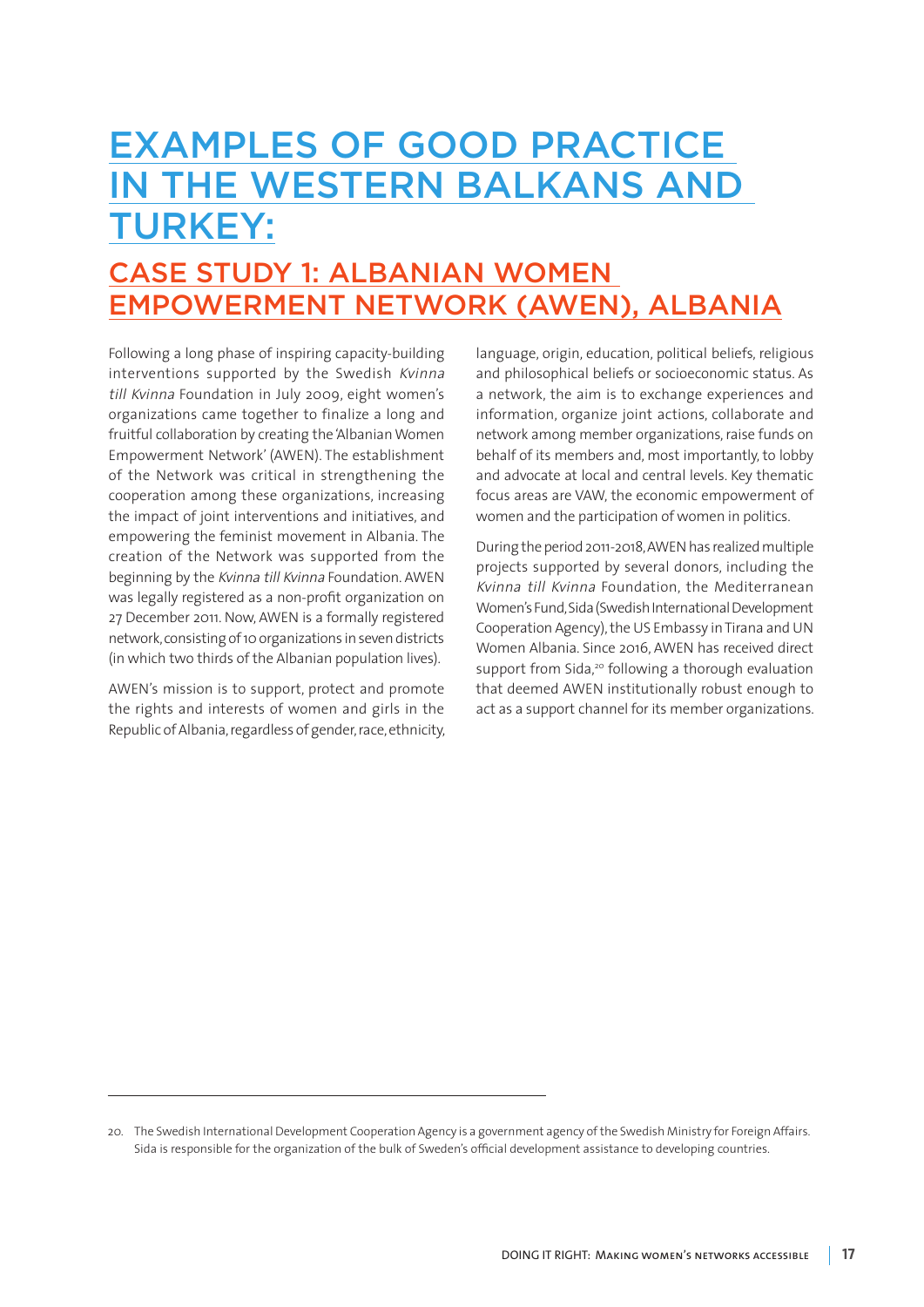# EXAMPLES OF GOOD PRACTICE IN THE WESTERN BALKANS AND TURKEY:

## CASE STUDY 1: ALBANIAN WOMEN EMPOWERMENT NETWORK (AWEN), ALBANIA

Following a long phase of inspiring capacity-building interventions supported by the Swedish *Kvinna till Kvinna* Foundation in July 2009, eight women's organizations came together to finalize a long and fruitful collaboration by creating the 'Albanian Women Empowerment Network' (AWEN). The establishment of the Network was critical in strengthening the cooperation among these organizations, increasing the impact of joint interventions and initiatives, and empowering the feminist movement in Albania. The creation of the Network was supported from the beginning by the *Kvinna till Kvinna* Foundation. AWEN was legally registered as a non-profit organization on 27 December 2011. Now, AWEN is a formally registered network, consisting of 10 organizations in seven districts (in which two thirds of the Albanian population lives).

AWEN's mission is to support, protect and promote the rights and interests of women and girls in the Republic of Albania, regardless of gender, race, ethnicity, language, origin, education, political beliefs, religious and philosophical beliefs or socioeconomic status. As a network, the aim is to exchange experiences and information, organize joint actions, collaborate and network among member organizations, raise funds on behalf of its members and, most importantly, to lobby and advocate at local and central levels. Key thematic focus areas are VAW, the economic empowerment of women and the participation of women in politics.

During the period 2011-2018, AWEN has realized multiple projects supported by several donors, including the *Kvinna till Kvinna* Foundation, the Mediterranean Women's Fund, Sida (Swedish International Development Cooperation Agency), the US Embassy in Tirana and UN Women Albania. Since 2016, AWEN has received direct support from Sida,[20] following a thorough evaluation that deemed AWEN institutionally robust enough to act as a support channel for its member organizations.

---

20. The Swedish International Development Cooperation Agency is a government agency of the Swedish Ministry for Foreign Affairs. Sida is responsible for the organization of the bulk of Sweden's official development assistance to developing countries.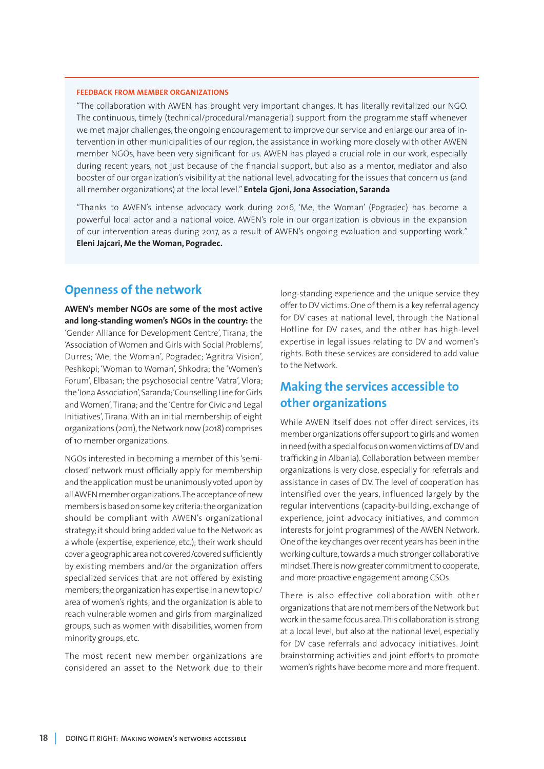**FEEDBACK FROM MEMBER ORGANIZATIONS**

"The collaboration with AWEN has brought very important changes. It has literally revitalized our NGO. The continuous, timely (technical/procedural/managerial) support from the programme staff whenever we met major challenges, the ongoing encouragement to improve our service and enlarge our area of intervention in other municipalities of our region, the assistance in working more closely with other AWEN member NGOs, have been very significant for us. AWEN has played a crucial role in our work, especially during recent years, not just because of the financial support, but also as a mentor, mediator and also booster of our organization's visibility at the national level, advocating for the issues that concern us (and all member organizations) at the local level." **Entela Gjoni, Jona Association, Saranda**

"Thanks to AWEN's intense advocacy work during 2016, 'Me, the Woman' (Pogradec) has become a powerful local actor and a national voice. AWEN's role in our organization is obvious in the expansion of our intervention areas during 2017, as a result of AWEN's ongoing evaluation and supporting work." **Eleni Jajcari, Me the Woman, Pogradec.**

## Openness of the network

**AWEN's member NGOs are some of the most active and long-standing women's NGOs in the country:** the 'Gender Alliance for Development Centre', Tirana; the 'Association of Women and Girls with Social Problems', Durres; 'Me, the Woman', Pogradec; 'Agritra Vision', Peshkopi; 'Woman to Woman', Shkodra; the 'Women's Forum', Elbasan; the psychosocial centre 'Vatra', Vlora; the 'Jona Association', Saranda; 'Counselling Line for Girls and Women', Tirana; and the 'Centre for Civic and Legal Initiatives', Tirana. With an initial membership of eight organizations (2011), the Network now (2018) comprises of 10 member organizations.

NGOs interested in becoming a member of this 'semi-closed' network must officially apply for membership and the application must be unanimously voted upon by all AWEN member organizations. The acceptance of new members is based on some key criteria: the organization should be compliant with AWEN's organizational strategy; it should bring added value to the Network as a whole (expertise, experience, etc.); their work should cover a geographic area not covered/covered sufficiently by existing members and/or the organization offers specialized services that are not offered by existing members; the organization has expertise in a new topic/area of women's rights; and the organization is able to reach vulnerable women and girls from marginalized groups, such as women with disabilities, women from minority groups, etc.

The most recent new member organizations are considered an asset to the Network due to their long-standing experience and the unique service they offer to DV victims. One of them is a key referral agency for DV cases at national level, through the National Hotline for DV cases, and the other has high-level expertise in legal issues relating to DV and women's rights. Both these services are considered to add value to the Network.

## Making the services accessible to other organizations

While AWEN itself does not offer direct services, its member organizations offer support to girls and women in need (with a special focus on women victims of DV and trafficking in Albania). Collaboration between member organizations is very close, especially for referrals and assistance in cases of DV. The level of cooperation has intensified over the years, influenced largely by the regular interventions (capacity-building, exchange of experience, joint advocacy initiatives, and common interests for joint programmes) of the AWEN Network. One of the key changes over recent years has been in the working culture, towards a much stronger collaborative mindset. There is now greater commitment to cooperate, and more proactive engagement among CSOs.

There is also effective collaboration with other organizations that are not members of the Network but work in the same focus area. This collaboration is strong at a local level, but also at the national level, especially for DV case referrals and advocacy initiatives. Joint brainstorming activities and joint efforts to promote women's rights have become more and more frequent.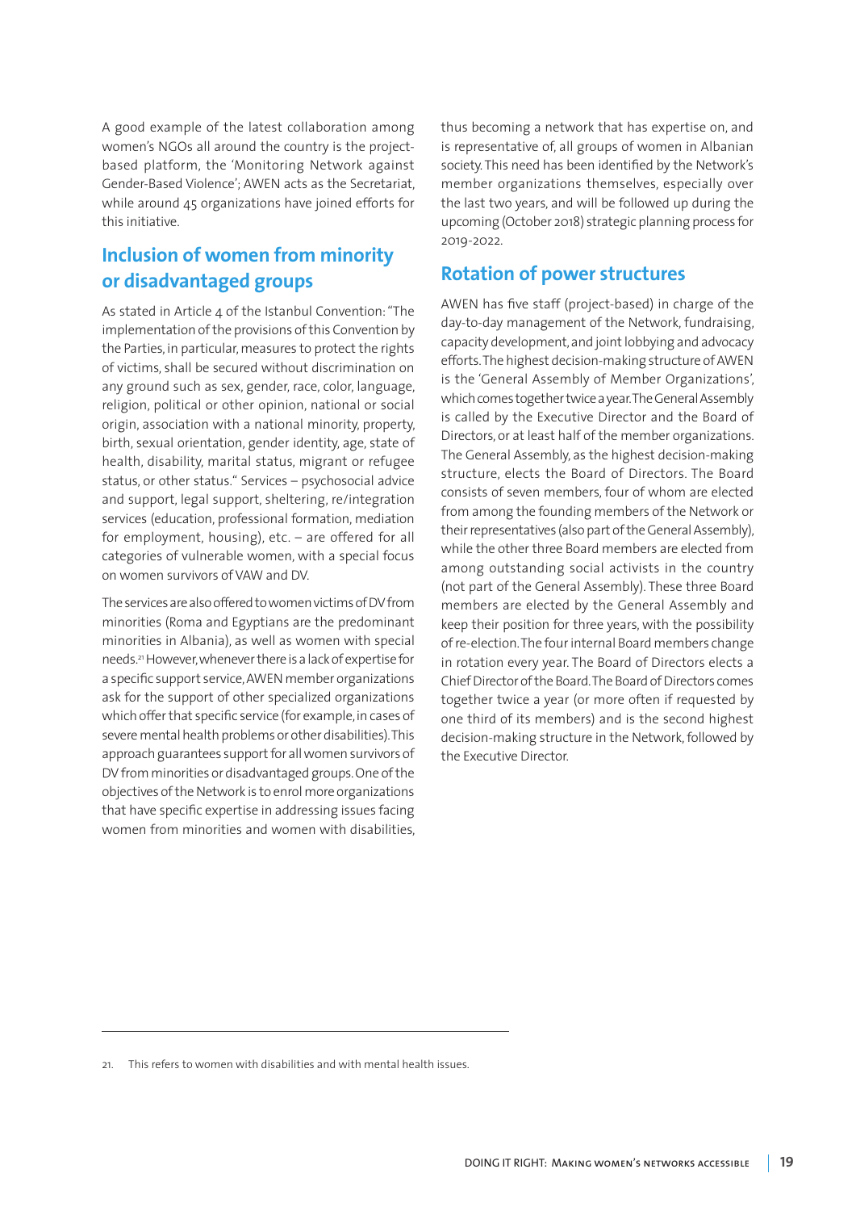A good example of the latest collaboration among women's NGOs all around the country is the project-based platform, the 'Monitoring Network against Gender-Based Violence'; AWEN acts as the Secretariat, while around 45 organizations have joined efforts for this initiative.

## Inclusion of women from minority or disadvantaged groups

As stated in Article 4 of the Istanbul Convention: "The implementation of the provisions of this Convention by the Parties, in particular, measures to protect the rights of victims, shall be secured without discrimination on any ground such as sex, gender, race, color, language, religion, political or other opinion, national or social origin, association with a national minority, property, birth, sexual orientation, gender identity, age, state of health, disability, marital status, migrant or refugee status, or other status." Services – psychosocial advice and support, legal support, sheltering, re/integration services (education, professional formation, mediation for employment, housing), etc. – are offered for all categories of vulnerable women, with a special focus on women survivors of VAW and DV.

The services are also offered to women victims of DV from minorities (Roma and Egyptians are the predominant minorities in Albania), as well as women with special needs.[21] However, whenever there is a lack of expertise for a specific support service, AWEN member organizations ask for the support of other specialized organizations which offer that specific service (for example, in cases of severe mental health problems or other disabilities). This approach guarantees support for all women survivors of DV from minorities or disadvantaged groups. One of the objectives of the Network is to enrol more organizations that have specific expertise in addressing issues facing women from minorities and women with disabilities, thus becoming a network that has expertise on, and is representative of, all groups of women in Albanian society. This need has been identified by the Network's member organizations themselves, especially over the last two years, and will be followed up during the upcoming (October 2018) strategic planning process for 2019-2022.

## Rotation of power structures

AWEN has five staff (project-based) in charge of the day-to-day management of the Network, fundraising, capacity development, and joint lobbying and advocacy efforts. The highest decision-making structure of AWEN is the 'General Assembly of Member Organizations', which comes together twice a year. The General Assembly is called by the Executive Director and the Board of Directors, or at least half of the member organizations. The General Assembly, as the highest decision-making structure, elects the Board of Directors. The Board consists of seven members, four of whom are elected from among the founding members of the Network or their representatives (also part of the General Assembly), while the other three Board members are elected from among outstanding social activists in the country (not part of the General Assembly). These three Board members are elected by the General Assembly and keep their position for three years, with the possibility of re-election. The four internal Board members change in rotation every year. The Board of Directors elects a Chief Director of the Board. The Board of Directors comes together twice a year (or more often if requested by one third of its members) and is the second highest decision-making structure in the Network, followed by the Executive Director.

---

21. This refers to women with disabilities and with mental health issues.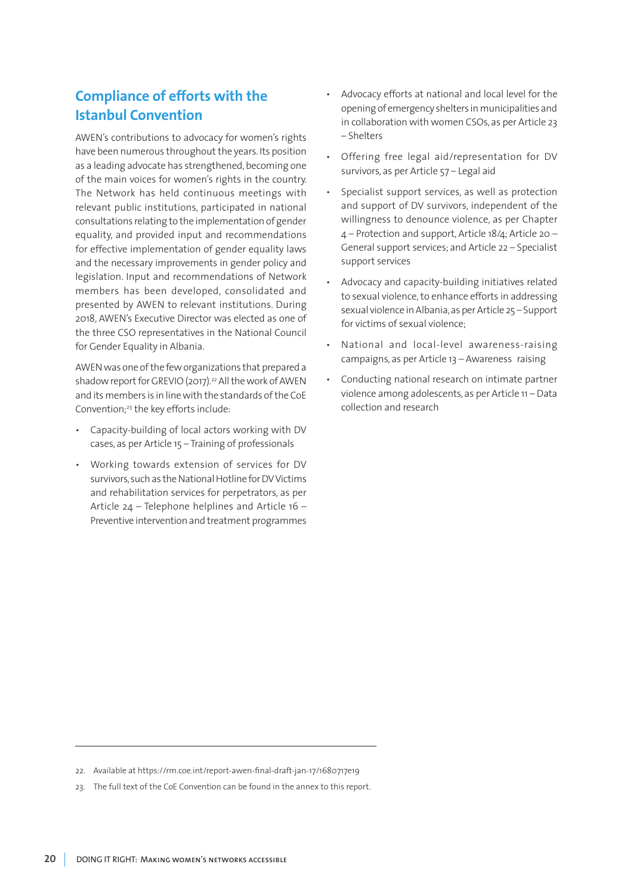## Compliance of efforts with the Istanbul Convention

AWEN's contributions to advocacy for women's rights have been numerous throughout the years. Its position as a leading advocate has strengthened, becoming one of the main voices for women's rights in the country. The Network has held continuous meetings with relevant public institutions, participated in national consultations relating to the implementation of gender equality, and provided input and recommendations for effective implementation of gender equality laws and the necessary improvements in gender policy and legislation. Input and recommendations of Network members has been developed, consolidated and presented by AWEN to relevant institutions. During 2018, AWEN's Executive Director was elected as one of the three CSO representatives in the National Council for Gender Equality in Albania.

AWEN was one of the few organizations that prepared a shadow report for GREVIO (2017).[22] All the work of AWEN and its members is in line with the standards of the CoE Convention;[23] the key efforts include:

- Capacity-building of local actors working with DV cases, as per Article 15 – Training of professionals
- Working towards extension of services for DV survivors, such as the National Hotline for DV Victims and rehabilitation services for perpetrators, as per Article 24 – Telephone helplines and Article 16 – Preventive intervention and treatment programmes
- Advocacy efforts at national and local level for the opening of emergency shelters in municipalities and in collaboration with women CSOs, as per Article 23 – Shelters
- Offering free legal aid/representation for DV survivors, as per Article 57 – Legal aid
- Specialist support services, as well as protection and support of DV survivors, independent of the willingness to denounce violence, as per Chapter 4 – Protection and support, Article 18/4; Article 20 – General support services; and Article 22 – Specialist support services
- Advocacy and capacity-building initiatives related to sexual violence, to enhance efforts in addressing sexual violence in Albania, as per Article 25 – Support for victims of sexual violence;
- National and local-level awareness-raising campaigns, as per Article 13 – Awareness raising
- Conducting national research on intimate partner violence among adolescents, as per Article 11 – Data collection and research

---

22. Available at https://rm.coe.int/report-awen-final-draft-jan-17/1680717e19

23. The full text of the CoE Convention can be found in the annex to this report.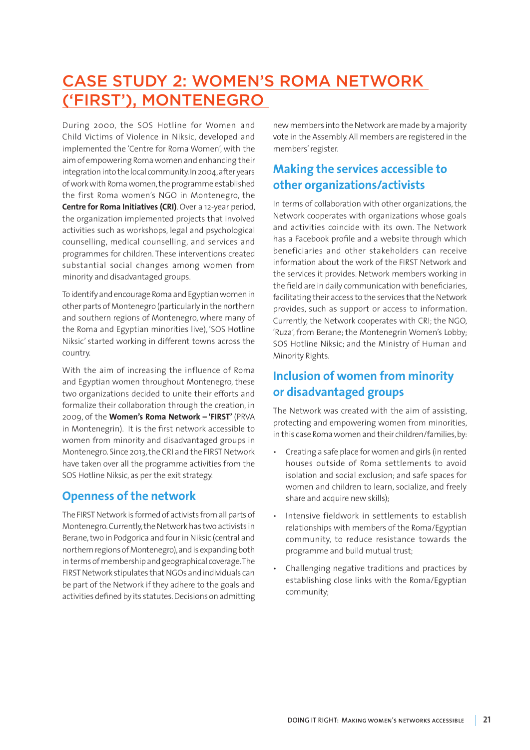# CASE STUDY 2: WOMEN'S ROMA NETWORK ('FIRST'), MONTENEGRO

During 2000, the SOS Hotline for Women and Child Victims of Violence in Niksic, developed and implemented the 'Centre for Roma Women', with the aim of empowering Roma women and enhancing their integration into the local community. In 2004, after years of work with Roma women, the programme established the first Roma women's NGO in Montenegro, the **Centre for Roma Initiatives (CRI)**. Over a 12-year period, the organization implemented projects that involved activities such as workshops, legal and psychological counselling, medical counselling, and services and programmes for children. These interventions created substantial social changes among women from minority and disadvantaged groups.

To identify and encourage Roma and Egyptian women in other parts of Montenegro (particularly in the northern and southern regions of Montenegro, where many of the Roma and Egyptian minorities live), 'SOS Hotline Niksic' started working in different towns across the country.

With the aim of increasing the influence of Roma and Egyptian women throughout Montenegro, these two organizations decided to unite their efforts and formalize their collaboration through the creation, in 2009, of the **Women's Roma Network – 'FIRST'** (PRVA in Montenegrin). It is the first network accessible to women from minority and disadvantaged groups in Montenegro. Since 2013, the CRI and the FIRST Network have taken over all the programme activities from the SOS Hotline Niksic, as per the exit strategy.

## Openness of the network

The FIRST Network is formed of activists from all parts of Montenegro. Currently, the Network has two activists in Berane, two in Podgorica and four in Niksic (central and northern regions of Montenegro), and is expanding both in terms of membership and geographical coverage. The FIRST Network stipulates that NGOs and individuals can be part of the Network if they adhere to the goals and activities defined by its statutes. Decisions on admitting new members into the Network are made by a majority vote in the Assembly. All members are registered in the members' register.

## Making the services accessible to other organizations/activists

In terms of collaboration with other organizations, the Network cooperates with organizations whose goals and activities coincide with its own. The Network has a Facebook profile and a website through which beneficiaries and other stakeholders can receive information about the work of the FIRST Network and the services it provides. Network members working in the field are in daily communication with beneficiaries, facilitating their access to the services that the Network provides, such as support or access to information. Currently, the Network cooperates with CRI; the NGO, 'Ruza', from Berane; the Montenegrin Women's Lobby; SOS Hotline Niksic; and the Ministry of Human and Minority Rights.

## Inclusion of women from minority or disadvantaged groups

The Network was created with the aim of assisting, protecting and empowering women from minorities, in this case Roma women and their children/families, by:

- Creating a safe place for women and girls (in rented houses outside of Roma settlements to avoid isolation and social exclusion; and safe spaces for women and children to learn, socialize, and freely share and acquire new skills);
- Intensive fieldwork in settlements to establish relationships with members of the Roma/Egyptian community, to reduce resistance towards the programme and build mutual trust;
- Challenging negative traditions and practices by establishing close links with the Roma/Egyptian community;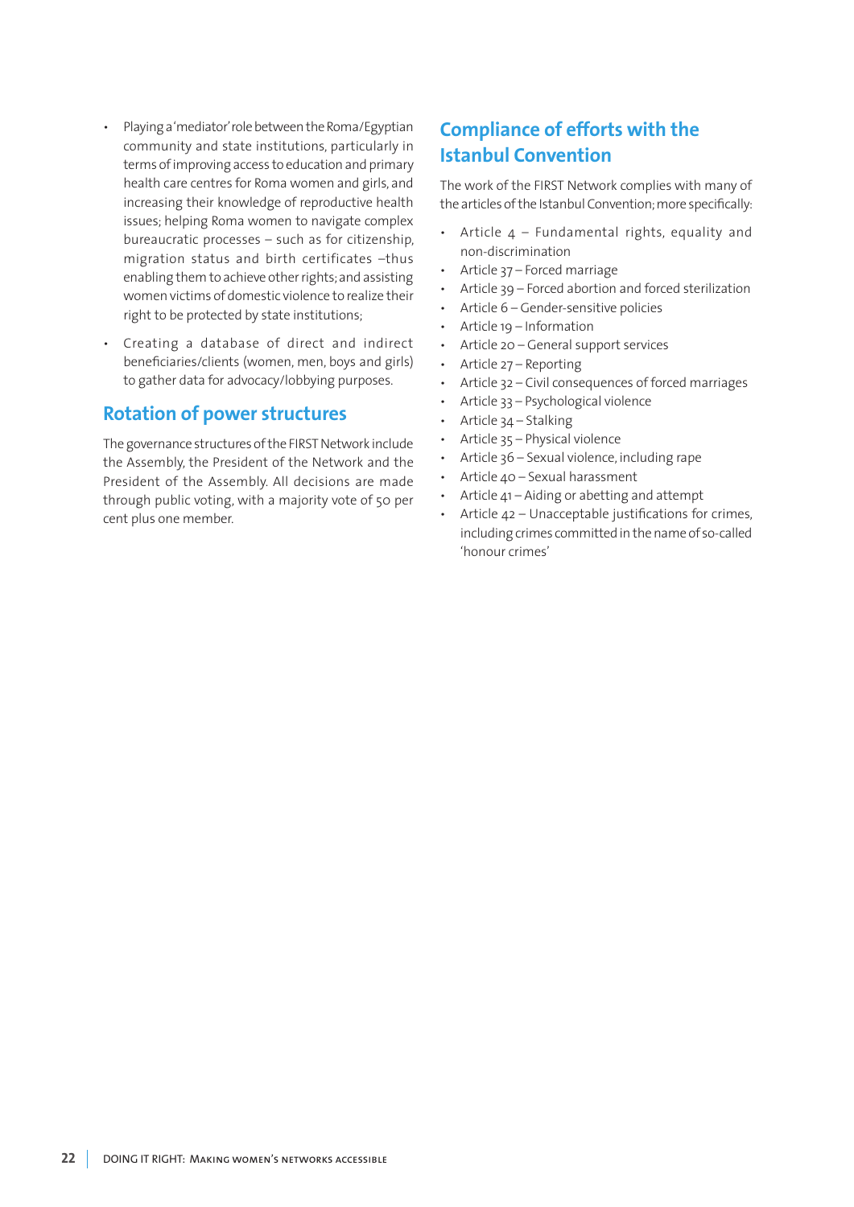- Playing a 'mediator' role between the Roma/Egyptian community and state institutions, particularly in terms of improving access to education and primary health care centres for Roma women and girls, and increasing their knowledge of reproductive health issues; helping Roma women to navigate complex bureaucratic processes – such as for citizenship, migration status and birth certificates –thus enabling them to achieve other rights; and assisting women victims of domestic violence to realize their right to be protected by state institutions;
- Creating a database of direct and indirect beneficiaries/clients (women, men, boys and girls) to gather data for advocacy/lobbying purposes.

## Rotation of power structures

The governance structures of the FIRST Network include the Assembly, the President of the Network and the President of the Assembly. All decisions are made through public voting, with a majority vote of 50 per cent plus one member.

## Compliance of efforts with the Istanbul Convention

The work of the FIRST Network complies with many of the articles of the Istanbul Convention; more specifically:

- Article 4 – Fundamental rights, equality and non-discrimination
- Article 37 – Forced marriage
- Article 39 – Forced abortion and forced sterilization
- Article 6 – Gender-sensitive policies
- Article 19 – Information
- Article 20 – General support services
- Article 27 – Reporting
- Article 32 – Civil consequences of forced marriages
- Article 33 – Psychological violence
- Article 34 – Stalking
- Article 35 – Physical violence
- Article 36 – Sexual violence, including rape
- Article 40 – Sexual harassment
- Article 41 – Aiding or abetting and attempt
- Article 42 – Unacceptable justifications for crimes, including crimes committed in the name of so-called 'honour crimes'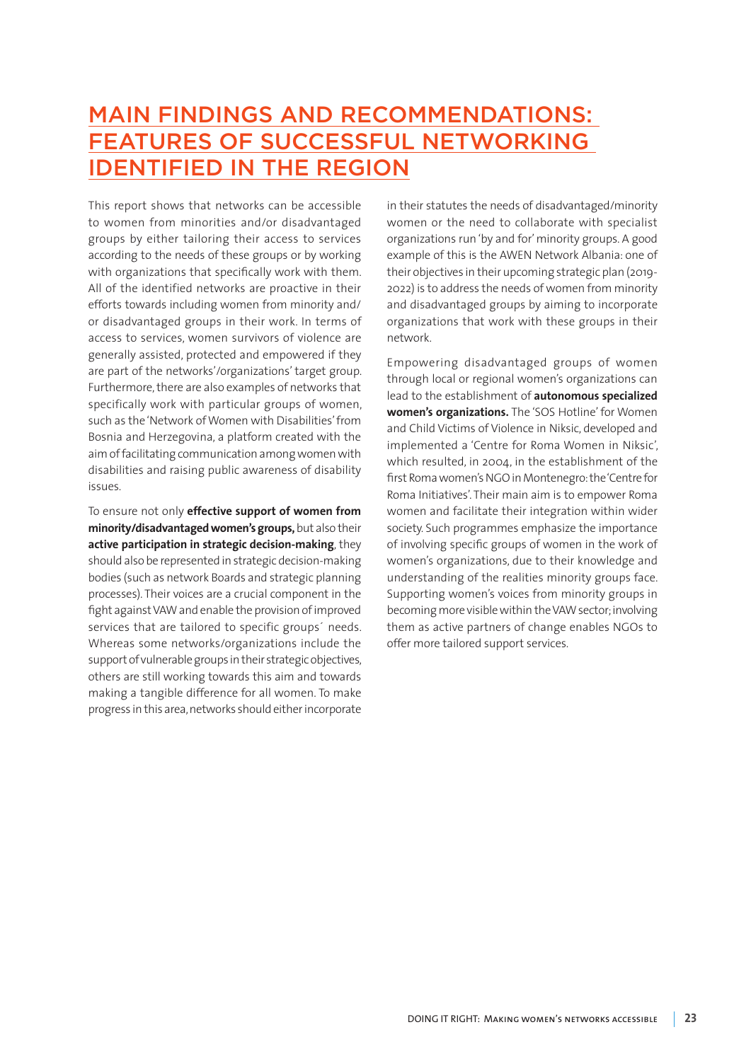# MAIN FINDINGS AND RECOMMENDATIONS: FEATURES OF SUCCESSFUL NETWORKING IDENTIFIED IN THE REGION

This report shows that networks can be accessible to women from minorities and/or disadvantaged groups by either tailoring their access to services according to the needs of these groups or by working with organizations that specifically work with them. All of the identified networks are proactive in their efforts towards including women from minority and/or disadvantaged groups in their work. In terms of access to services, women survivors of violence are generally assisted, protected and empowered if they are part of the networks'/organizations' target group. Furthermore, there are also examples of networks that specifically work with particular groups of women, such as the 'Network of Women with Disabilities' from Bosnia and Herzegovina, a platform created with the aim of facilitating communication among women with disabilities and raising public awareness of disability issues.

To ensure not only **effective support of women from minority/disadvantaged women's groups,** but also their **active participation in strategic decision-making**, they should also be represented in strategic decision-making bodies (such as network Boards and strategic planning processes). Their voices are a crucial component in the fight against VAW and enable the provision of improved services that are tailored to specific groups´ needs. Whereas some networks/organizations include the support of vulnerable groups in their strategic objectives, others are still working towards this aim and towards making a tangible difference for all women. To make progress in this area, networks should either incorporate in their statutes the needs of disadvantaged/minority women or the need to collaborate with specialist organizations run 'by and for' minority groups. A good example of this is the AWEN Network Albania: one of their objectives in their upcoming strategic plan (2019-2022) is to address the needs of women from minority and disadvantaged groups by aiming to incorporate organizations that work with these groups in their network.

Empowering disadvantaged groups of women through local or regional women's organizations can lead to the establishment of **autonomous specialized women's organizations.** The 'SOS Hotline' for Women and Child Victims of Violence in Niksic, developed and implemented a 'Centre for Roma Women in Niksic', which resulted, in 2004, in the establishment of the first Roma women's NGO in Montenegro: the 'Centre for Roma Initiatives'. Their main aim is to empower Roma women and facilitate their integration within wider society. Such programmes emphasize the importance of involving specific groups of women in the work of women's organizations, due to their knowledge and understanding of the realities minority groups face. Supporting women's voices from minority groups in becoming more visible within the VAW sector; involving them as active partners of change enables NGOs to offer more tailored support services.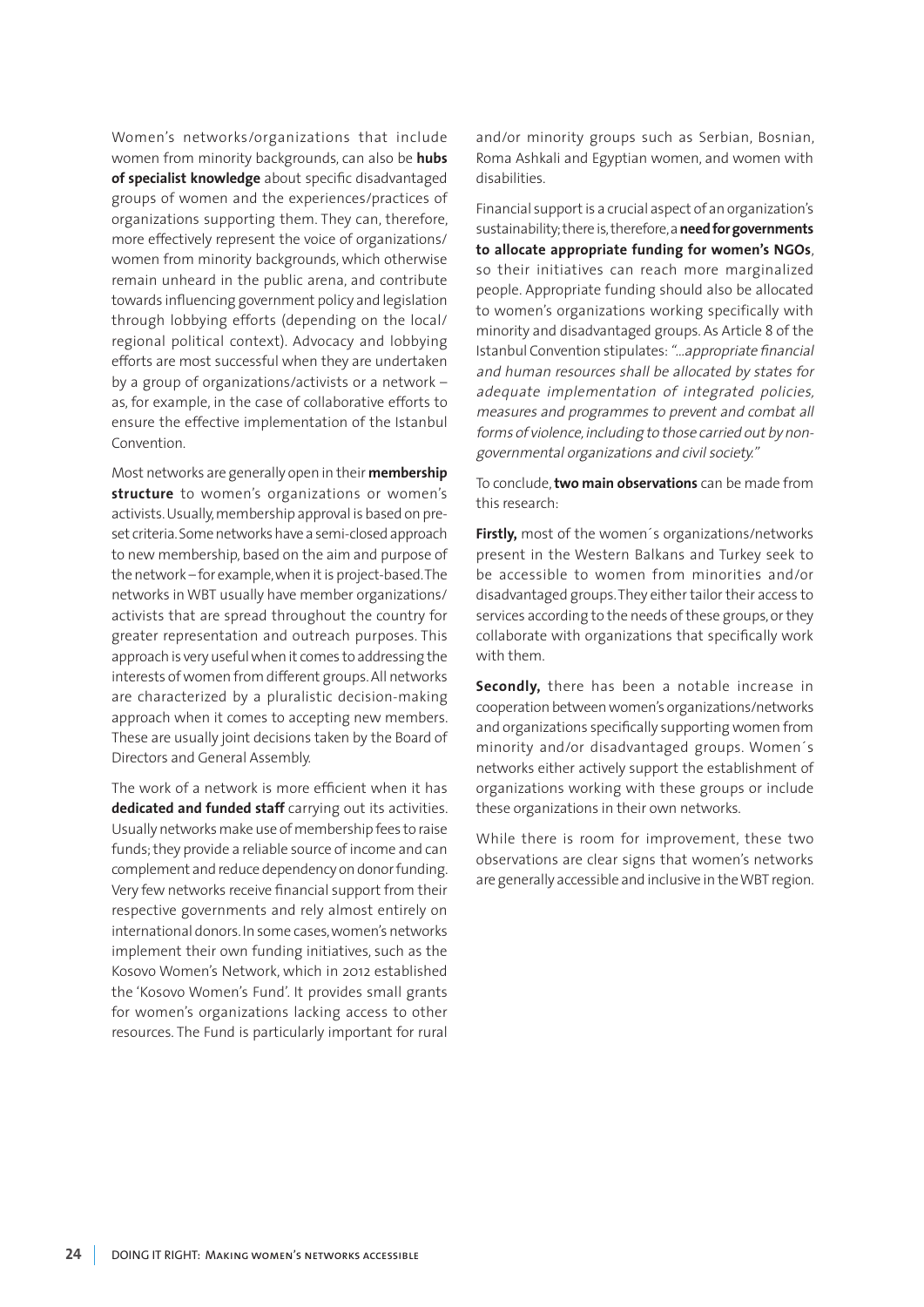Women's networks/organizations that include women from minority backgrounds, can also be **hubs of specialist knowledge** about specific disadvantaged groups of women and the experiences/practices of organizations supporting them. They can, therefore, more effectively represent the voice of organizations/ women from minority backgrounds, which otherwise remain unheard in the public arena, and contribute towards influencing government policy and legislation through lobbying efforts (depending on the local/ regional political context). Advocacy and lobbying efforts are most successful when they are undertaken by a group of organizations/activists or a network – as, for example, in the case of collaborative efforts to ensure the effective implementation of the Istanbul Convention.

Most networks are generally open in their **membership structure** to women's organizations or women's activists. Usually, membership approval is based on pre-set criteria. Some networks have a semi-closed approach to new membership, based on the aim and purpose of the network – for example, when it is project-based. The networks in WBT usually have member organizations/ activists that are spread throughout the country for greater representation and outreach purposes. This approach is very useful when it comes to addressing the interests of women from different groups. All networks are characterized by a pluralistic decision-making approach when it comes to accepting new members. These are usually joint decisions taken by the Board of Directors and General Assembly.

The work of a network is more efficient when it has **dedicated and funded staff** carrying out its activities. Usually networks make use of membership fees to raise funds; they provide a reliable source of income and can complement and reduce dependency on donor funding. Very few networks receive financial support from their respective governments and rely almost entirely on international donors. In some cases, women's networks implement their own funding initiatives, such as the Kosovo Women's Network, which in 2012 established the 'Kosovo Women's Fund'. It provides small grants for women's organizations lacking access to other resources. The Fund is particularly important for rural and/or minority groups such as Serbian, Bosnian, Roma Ashkali and Egyptian women, and women with disabilities.

Financial support is a crucial aspect of an organization's sustainability; there is, therefore, a **need for governments to allocate appropriate funding for women's NGOs**, so their initiatives can reach more marginalized people. Appropriate funding should also be allocated to women's organizations working specifically with minority and disadvantaged groups. As Article 8 of the Istanbul Convention stipulates: *"...appropriate financial and human resources shall be allocated by states for adequate implementation of integrated policies, measures and programmes to prevent and combat all forms of violence, including to those carried out by non-governmental organizations and civil society."*

To conclude, **two main observations** can be made from this research:

**Firstly,** most of the women´s organizations/networks present in the Western Balkans and Turkey seek to be accessible to women from minorities and/or disadvantaged groups. They either tailor their access to services according to the needs of these groups, or they collaborate with organizations that specifically work with them.

**Secondly,** there has been a notable increase in cooperation between women's organizations/networks and organizations specifically supporting women from minority and/or disadvantaged groups. Women´s networks either actively support the establishment of organizations working with these groups or include these organizations in their own networks.

While there is room for improvement, these two observations are clear signs that women's networks are generally accessible and inclusive in the WBT region.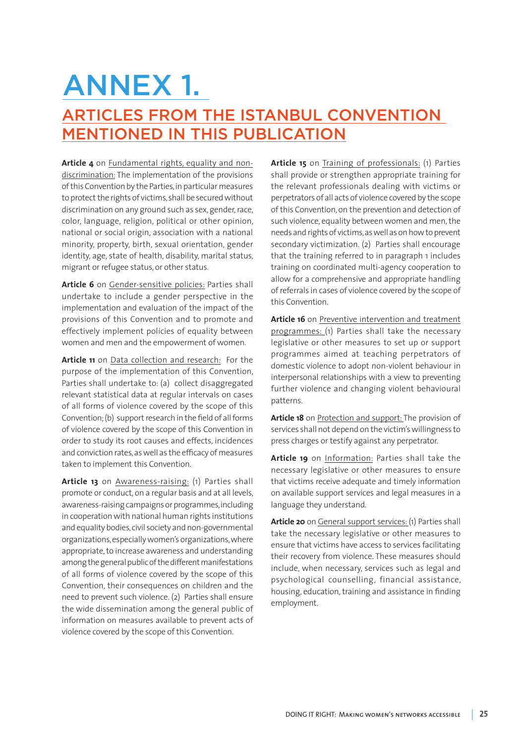# ANNEX 1.

## ARTICLES FROM THE ISTANBUL CONVENTION MENTIONED IN THIS PUBLICATION

**Article 4** on Fundamental rights, equality and non-discrimination: The implementation of the provisions of this Convention by the Parties, in particular measures to protect the rights of victims, shall be secured without discrimination on any ground such as sex, gender, race, color, language, religion, political or other opinion, national or social origin, association with a national minority, property, birth, sexual orientation, gender identity, age, state of health, disability, marital status, migrant or refugee status, or other status.

**Article 6** on Gender-sensitive policies: Parties shall undertake to include a gender perspective in the implementation and evaluation of the impact of the provisions of this Convention and to promote and effectively implement policies of equality between women and men and the empowerment of women.

**Article 11** on Data collection and research: For the purpose of the implementation of this Convention, Parties shall undertake to: (a) collect disaggregated relevant statistical data at regular intervals on cases of all forms of violence covered by the scope of this Convention; (b) support research in the field of all forms of violence covered by the scope of this Convention in order to study its root causes and effects, incidences and conviction rates, as well as the efficacy of measures taken to implement this Convention.

**Article 13** on Awareness-raising: (1) Parties shall promote or conduct, on a regular basis and at all levels, awareness-raising campaigns or programmes, including in cooperation with national human rights institutions and equality bodies, civil society and non-governmental organizations, especially women's organizations, where appropriate, to increase awareness and understanding among the general public of the different manifestations of all forms of violence covered by the scope of this Convention, their consequences on children and the need to prevent such violence. (2) Parties shall ensure the wide dissemination among the general public of information on measures available to prevent acts of violence covered by the scope of this Convention.

**Article 15** on Training of professionals: (1) Parties shall provide or strengthen appropriate training for the relevant professionals dealing with victims or perpetrators of all acts of violence covered by the scope of this Convention, on the prevention and detection of such violence, equality between women and men, the needs and rights of victims, as well as on how to prevent secondary victimization. (2) Parties shall encourage that the training referred to in paragraph 1 includes training on coordinated multi-agency cooperation to allow for a comprehensive and appropriate handling of referrals in cases of violence covered by the scope of this Convention.

**Article 16** on Preventive intervention and treatment programmes: (1) Parties shall take the necessary legislative or other measures to set up or support programmes aimed at teaching perpetrators of domestic violence to adopt non-violent behaviour in interpersonal relationships with a view to preventing further violence and changing violent behavioural patterns.

**Article 18** on Protection and support: The provision of services shall not depend on the victim's willingness to press charges or testify against any perpetrator.

**Article 19** on Information: Parties shall take the necessary legislative or other measures to ensure that victims receive adequate and timely information on available support services and legal measures in a language they understand.

**Article 20** on General support services: (1) Parties shall take the necessary legislative or other measures to ensure that victims have access to services facilitating their recovery from violence. These measures should include, when necessary, services such as legal and psychological counselling, financial assistance, housing, education, training and assistance in finding employment.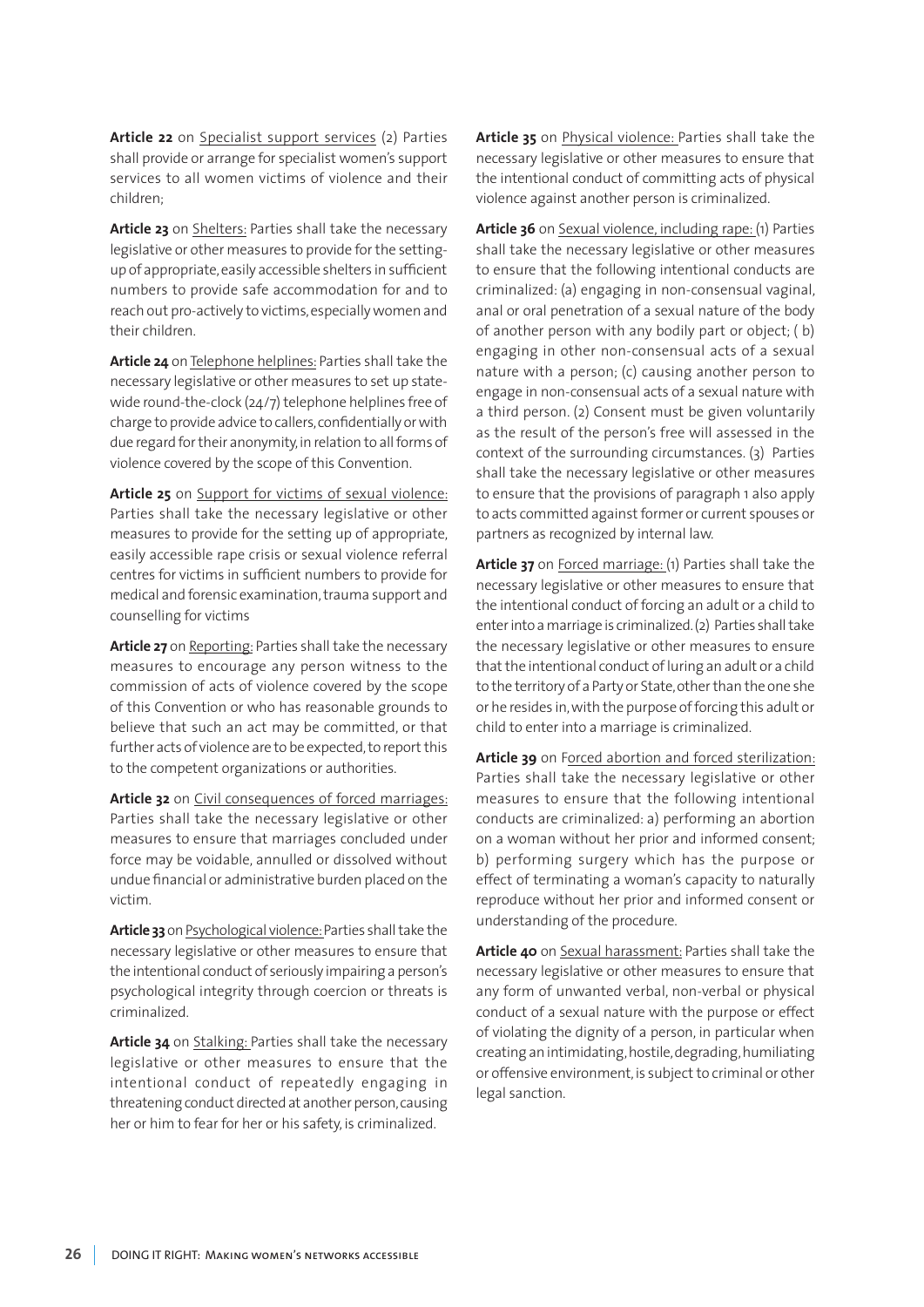**Article 22** on Specialist support services (2) Parties shall provide or arrange for specialist women's support services to all women victims of violence and their children;

**Article 23** on Shelters: Parties shall take the necessary legislative or other measures to provide for the setting-up of appropriate, easily accessible shelters in sufficient numbers to provide safe accommodation for and to reach out pro-actively to victims, especially women and their children.

**Article 24** on Telephone helplines: Parties shall take the necessary legislative or other measures to set up state-wide round-the-clock (24/7) telephone helplines free of charge to provide advice to callers, confidentially or with due regard for their anonymity, in relation to all forms of violence covered by the scope of this Convention.

**Article 25** on Support for victims of sexual violence: Parties shall take the necessary legislative or other measures to provide for the setting up of appropriate, easily accessible rape crisis or sexual violence referral centres for victims in sufficient numbers to provide for medical and forensic examination, trauma support and counselling for victims

**Article 27** on Reporting: Parties shall take the necessary measures to encourage any person witness to the commission of acts of violence covered by the scope of this Convention or who has reasonable grounds to believe that such an act may be committed, or that further acts of violence are to be expected, to report this to the competent organizations or authorities.

**Article 32** on Civil consequences of forced marriages: Parties shall take the necessary legislative or other measures to ensure that marriages concluded under force may be voidable, annulled or dissolved without undue financial or administrative burden placed on the victim.

**Article 33** on Psychological violence: Parties shall take the necessary legislative or other measures to ensure that the intentional conduct of seriously impairing a person's psychological integrity through coercion or threats is criminalized.

**Article 34** on Stalking: Parties shall take the necessary legislative or other measures to ensure that the intentional conduct of repeatedly engaging in threatening conduct directed at another person, causing her or him to fear for her or his safety, is criminalized.

**Article 35** on Physical violence: Parties shall take the necessary legislative or other measures to ensure that the intentional conduct of committing acts of physical violence against another person is criminalized.

**Article 36** on Sexual violence, including rape: (1) Parties shall take the necessary legislative or other measures to ensure that the following intentional conducts are criminalized: (a) engaging in non-consensual vaginal, anal or oral penetration of a sexual nature of the body of another person with any bodily part or object; ( b) engaging in other non-consensual acts of a sexual nature with a person; (c) causing another person to engage in non-consensual acts of a sexual nature with a third person. (2) Consent must be given voluntarily as the result of the person's free will assessed in the context of the surrounding circumstances. (3) Parties shall take the necessary legislative or other measures to ensure that the provisions of paragraph 1 also apply to acts committed against former or current spouses or partners as recognized by internal law.

**Article 37** on Forced marriage: (1) Parties shall take the necessary legislative or other measures to ensure that the intentional conduct of forcing an adult or a child to enter into a marriage is criminalized. (2) Parties shall take the necessary legislative or other measures to ensure that the intentional conduct of luring an adult or a child to the territory of a Party or State, other than the one she or he resides in, with the purpose of forcing this adult or child to enter into a marriage is criminalized.

**Article 39** on Forced abortion and forced sterilization: Parties shall take the necessary legislative or other measures to ensure that the following intentional conducts are criminalized: a) performing an abortion on a woman without her prior and informed consent; b) performing surgery which has the purpose or effect of terminating a woman's capacity to naturally reproduce without her prior and informed consent or understanding of the procedure.

**Article 40** on Sexual harassment: Parties shall take the necessary legislative or other measures to ensure that any form of unwanted verbal, non-verbal or physical conduct of a sexual nature with the purpose or effect of violating the dignity of a person, in particular when creating an intimidating, hostile, degrading, humiliating or offensive environment, is subject to criminal or other legal sanction.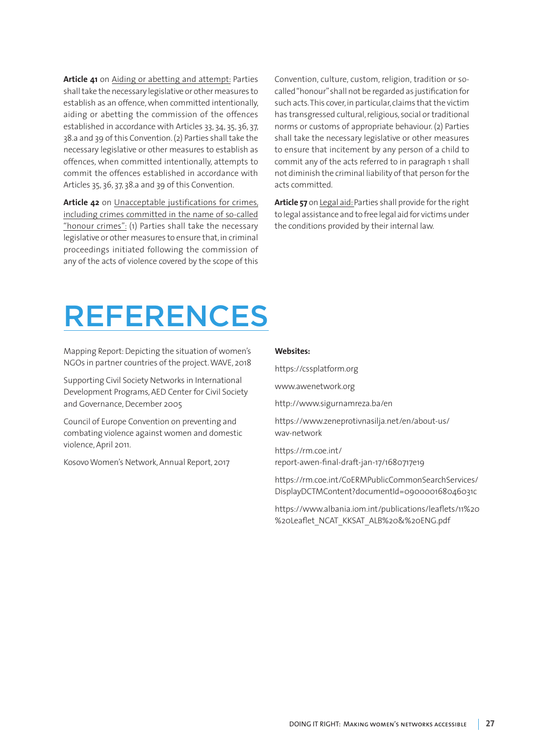**Article 41** on Aiding or abetting and attempt: Parties shall take the necessary legislative or other measures to establish as an offence, when committed intentionally, aiding or abetting the commission of the offences established in accordance with Articles 33, 34, 35, 36, 37, 38.a and 39 of this Convention. (2) Parties shall take the necessary legislative or other measures to establish as offences, when committed intentionally, attempts to commit the offences established in accordance with Articles 35, 36, 37, 38.a and 39 of this Convention.

**Article 42** on Unacceptable justifications for crimes, including crimes committed in the name of so-called "honour crimes": (1) Parties shall take the necessary legislative or other measures to ensure that, in criminal proceedings initiated following the commission of any of the acts of violence covered by the scope of this Convention, culture, custom, religion, tradition or so-called "honour" shall not be regarded as justification for such acts. This cover, in particular, claims that the victim has transgressed cultural, religious, social or traditional norms or customs of appropriate behaviour. (2) Parties shall take the necessary legislative or other measures to ensure that incitement by any person of a child to commit any of the acts referred to in paragraph 1 shall not diminish the criminal liability of that person for the acts committed.

**Article 57** on Legal aid: Parties shall provide for the right to legal assistance and to free legal aid for victims under the conditions provided by their internal law.

# REFERENCES

Mapping Report: Depicting the situation of women's NGOs in partner countries of the project. WAVE, 2018

Supporting Civil Society Networks in International Development Programs, AED Center for Civil Society and Governance, December 2005

Council of Europe Convention on preventing and combating violence against women and domestic violence, April 2011.

Kosovo Women's Network, Annual Report, 2017

**Websites:**

https://cssplatform.org

www.awenetwork.org

http://www.sigurnamreza.ba/en

https://www.zeneprotivnasilja.net/en/about-us/wav-network

https://rm.coe.int/report-awen-final-draft-jan-17/1680717e19

https://rm.coe.int/CoERMPublicCommonSearchServices/DisplayDCTMContent?documentId=090000168046031c

https://www.albania.iom.int/publications/leaflets/11%20%20Leaflet_NCAT_KKSAT_ALB%20&%20ENG.pdf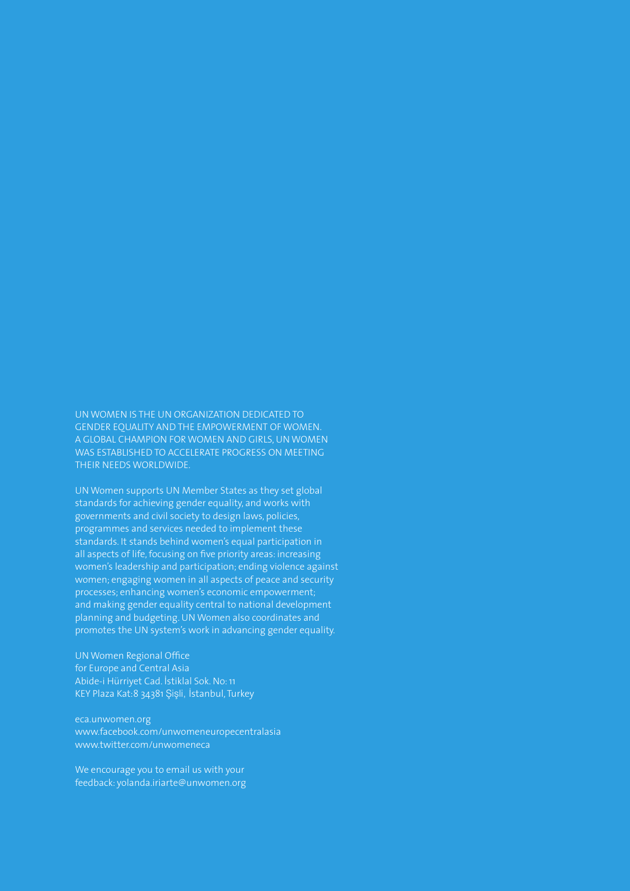UN WOMEN IS THE UN ORGANIZATION DEDICATED TO GENDER EQUALITY AND THE EMPOWERMENT OF WOMEN. A GLOBAL CHAMPION FOR WOMEN AND GIRLS, UN WOMEN WAS ESTABLISHED TO ACCELERATE PROGRESS ON MEETING THEIR NEEDS WORLDWIDE.

UN Women supports UN Member States as they set global standards for achieving gender equality, and works with governments and civil society to design laws, policies, programmes and services needed to implement these standards. It stands behind women's equal participation in all aspects of life, focusing on five priority areas: increasing women's leadership and participation; ending violence against women; engaging women in all aspects of peace and security processes; enhancing women's economic empowerment; and making gender equality central to national development planning and budgeting. UN Women also coordinates and promotes the UN system's work in advancing gender equality.

UN Women Regional Office
for Europe and Central Asia
Abide-i Hürriyet Cad. İstiklal Sok. No: 11
KEY Plaza Kat:8 34381 Şişli, İstanbul, Turkey

eca.unwomen.org
www.facebook.com/unwomeneuropecentralasia
www.twitter.com/unwomeneca

We encourage you to email us with your feedback: yolanda.iriarte@unwomen.org